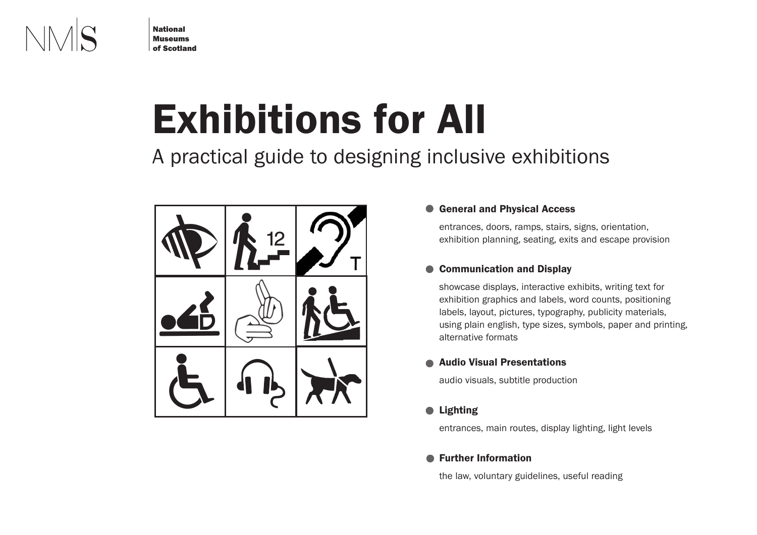NMS

National Museums of Scotland

# Exhibitions for All

## A practical guide to designing inclusive exhibitions

- **General and Physical Access**

  entrances, doors, ramps, stairs, signs, orientation, exhibition planning, seating, exits and escape provision

- **Communication and Display**

  showcase displays, interactive exhibits, writing text for exhibition graphics and labels, word counts, positioning labels, layout, pictures, typography, publicity materials, using plain english, type sizes, symbols, paper and printing, alternative formats

- **Audio Visual Presentations**

  audio visuals, subtitle production

- **Lighting**

  entrances, main routes, display lighting, light levels

- **Further Information**

  the law, voluntary guidelines, useful reading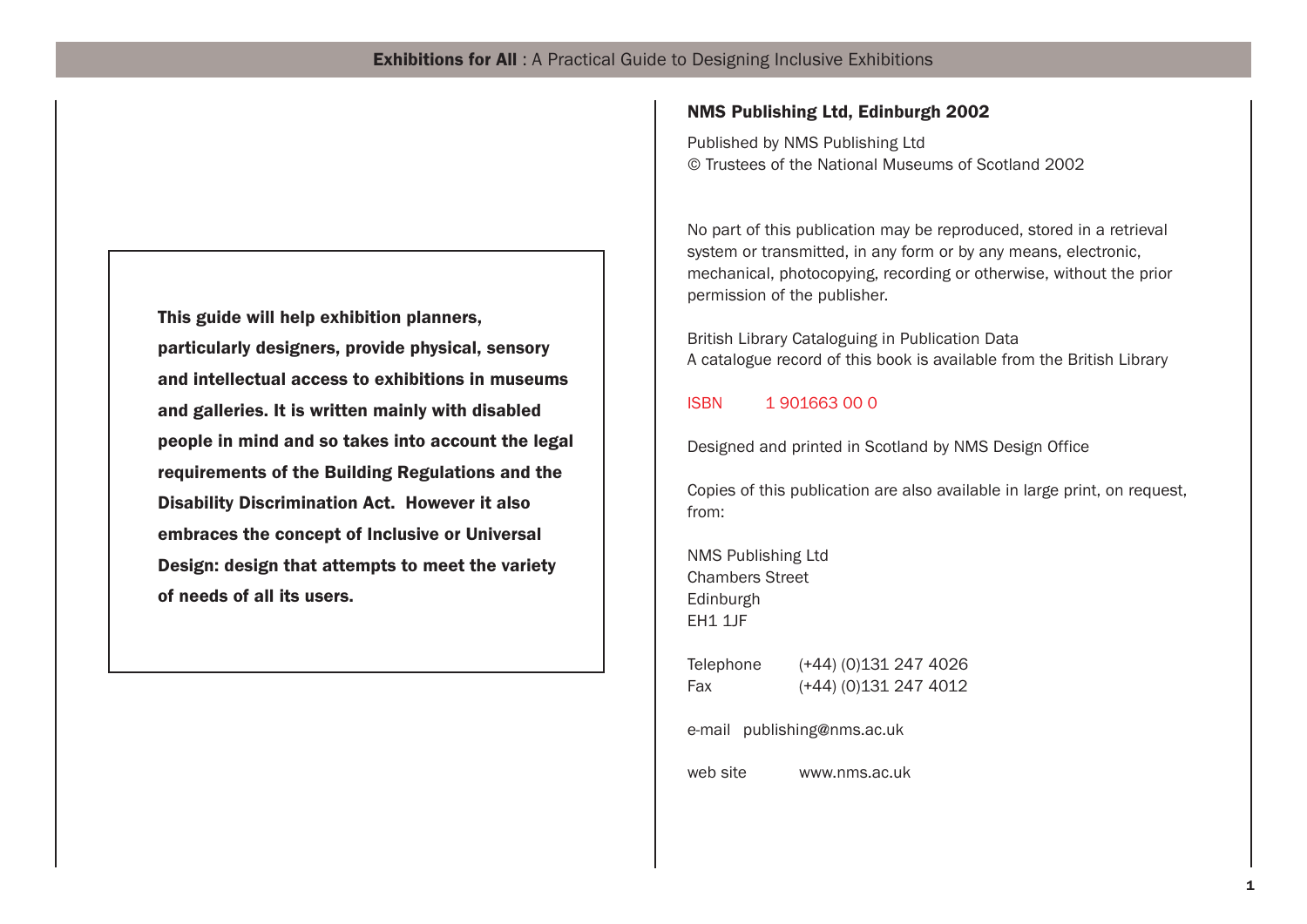**This guide will help exhibition planners, particularly designers, provide physical, sensory and intellectual access to exhibitions in museums and galleries. It is written mainly with disabled people in mind and so takes into account the legal requirements of the Building Regulations and the Disability Discrimination Act. However it also embraces the concept of Inclusive or Universal Design: design that attempts to meet the variety of needs of all its users.**

**NMS Publishing Ltd, Edinburgh 2002**

Published by NMS Publishing Ltd
© Trustees of the National Museums of Scotland 2002

No part of this publication may be reproduced, stored in a retrieval system or transmitted, in any form or by any means, electronic, mechanical, photocopying, recording or otherwise, without the prior permission of the publisher.

British Library Cataloguing in Publication Data
A catalogue record of this book is available from the British Library

ISBN 1 901663 00 0

Designed and printed in Scotland by NMS Design Office

Copies of this publication are also available in large print, on request, from:

NMS Publishing Ltd
Chambers Street
Edinburgh
EH1 1JF

Telephone (+44) (0)131 247 4026
Fax (+44) (0)131 247 4012

e-mail publishing@nms.ac.uk

web site www.nms.ac.uk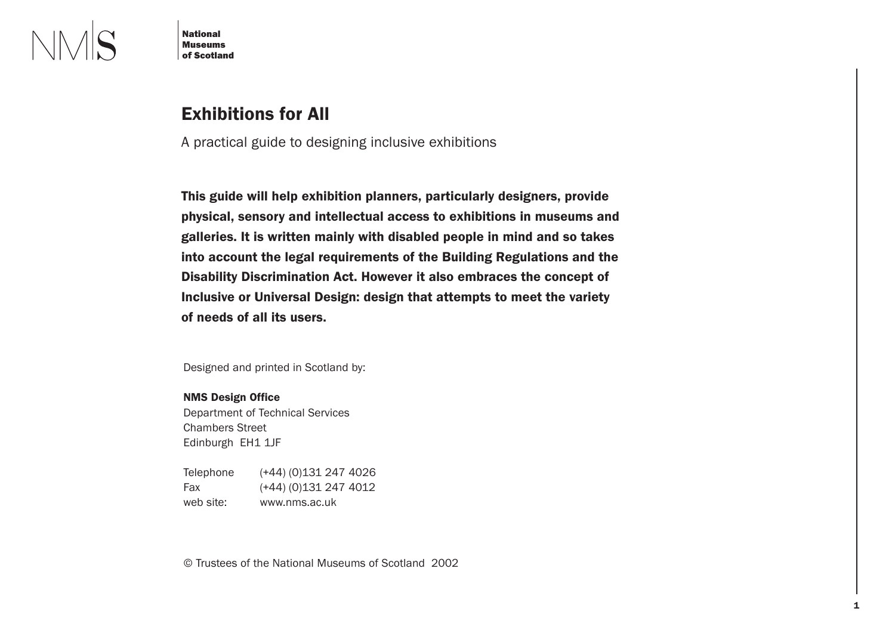NMS

**National Museums of Scotland**

# Exhibitions for All

A practical guide to designing inclusive exhibitions

**This guide will help exhibition planners, particularly designers, provide physical, sensory and intellectual access to exhibitions in museums and galleries. It is written mainly with disabled people in mind and so takes into account the legal requirements of the Building Regulations and the Disability Discrimination Act. However it also embraces the concept of Inclusive or Universal Design: design that attempts to meet the variety of needs of all its users.**

Designed and printed in Scotland by:

**NMS Design Office**
Department of Technical Services
Chambers Street
Edinburgh EH1 1JF

| | |
|---|---|
| Telephone | (+44) (0)131 247 4026 |
| Fax | (+44) (0)131 247 4012 |
| web site: | www.nms.ac.uk |

© Trustees of the National Museums of Scotland 2002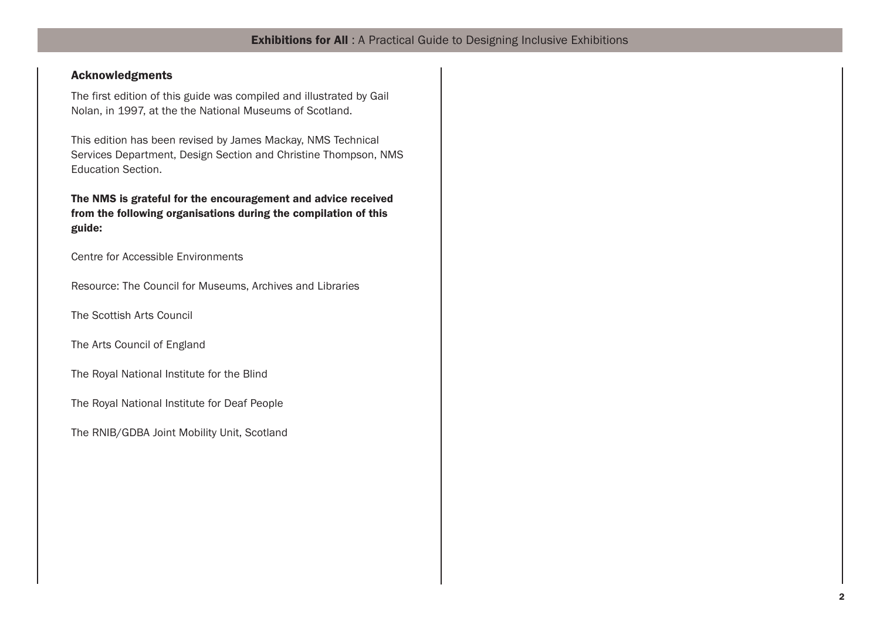## Acknowledgments

The first edition of this guide was compiled and illustrated by Gail Nolan, in 1997, at the the National Museums of Scotland.

This edition has been revised by James Mackay, NMS Technical Services Department, Design Section and Christine Thompson, NMS Education Section.

**The NMS is grateful for the encouragement and advice received from the following organisations during the compilation of this guide:**

Centre for Accessible Environments

Resource: The Council for Museums, Archives and Libraries

The Scottish Arts Council

The Arts Council of England

The Royal National Institute for the Blind

The Royal National Institute for Deaf People

The RNIB/GDBA Joint Mobility Unit, Scotland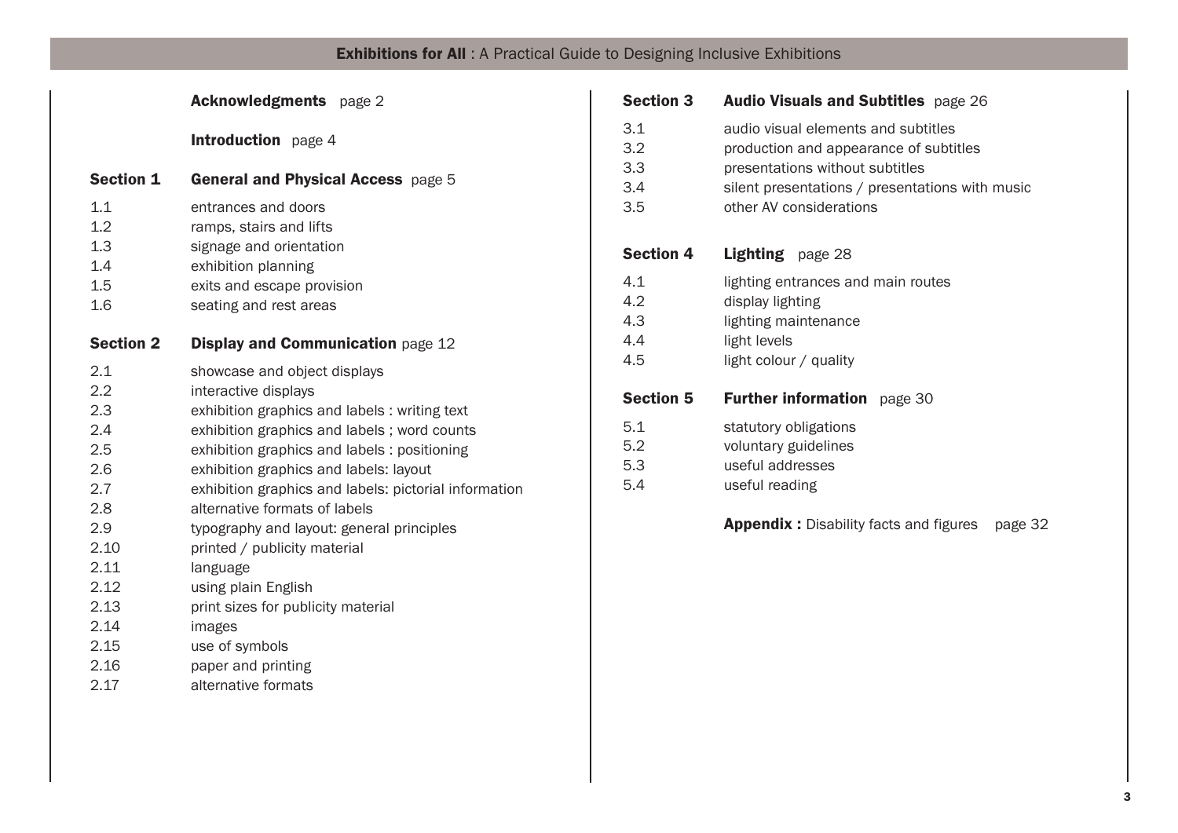**Acknowledgments** page 2

**Introduction** page 4

## Section 1 General and Physical Access page 5

1.1 entrances and doors
1.2 ramps, stairs and lifts
1.3 signage and orientation
1.4 exhibition planning
1.5 exits and escape provision
1.6 seating and rest areas

## Section 2 Display and Communication page 12

2.1 showcase and object displays
2.2 interactive displays
2.3 exhibition graphics and labels : writing text
2.4 exhibition graphics and labels ; word counts
2.5 exhibition graphics and labels : positioning
2.6 exhibition graphics and labels: layout
2.7 exhibition graphics and labels: pictorial information
2.8 alternative formats of labels
2.9 typography and layout: general principles
2.10 printed / publicity material
2.11 language
2.12 using plain English
2.13 print sizes for publicity material
2.14 images
2.15 use of symbols
2.16 paper and printing
2.17 alternative formats

## Section 3 Audio Visuals and Subtitles page 26

3.1 audio visual elements and subtitles
3.2 production and appearance of subtitles
3.3 presentations without subtitles
3.4 silent presentations / presentations with music
3.5 other AV considerations

## Section 4 Lighting page 28

4.1 lighting entrances and main routes
4.2 display lighting
4.3 lighting maintenance
4.4 light levels
4.5 light colour / quality

## Section 5 Further information page 30

5.1 statutory obligations
5.2 voluntary guidelines
5.3 useful addresses
5.4 useful reading

**Appendix :** Disability facts and figures page 32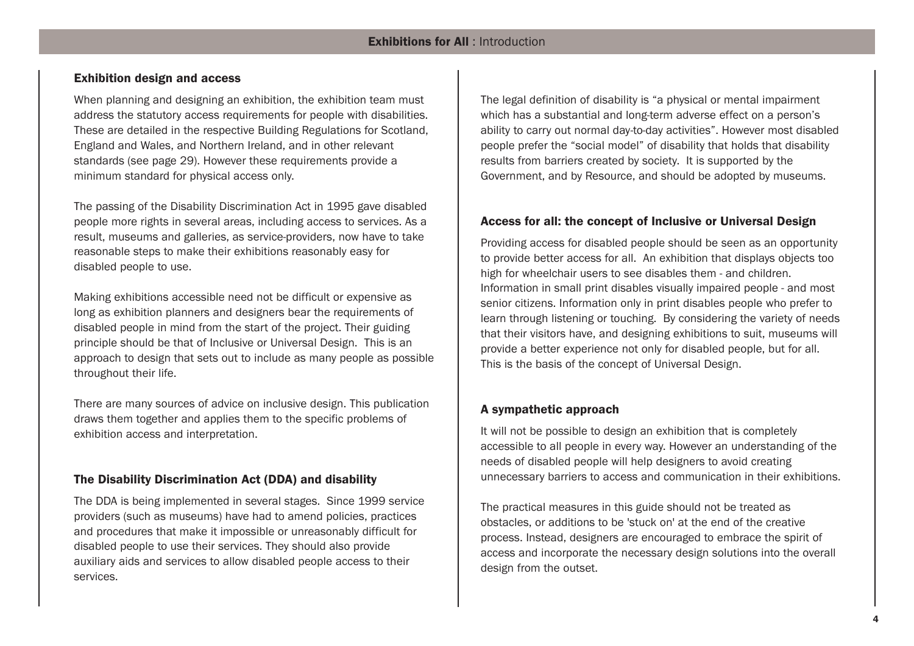## Exhibition design and access

When planning and designing an exhibition, the exhibition team must address the statutory access requirements for people with disabilities. These are detailed in the respective Building Regulations for Scotland, England and Wales, and Northern Ireland, and in other relevant standards (see page 29). However these requirements provide a minimum standard for physical access only.

The passing of the Disability Discrimination Act in 1995 gave disabled people more rights in several areas, including access to services. As a result, museums and galleries, as service-providers, now have to take reasonable steps to make their exhibitions reasonably easy for disabled people to use.

Making exhibitions accessible need not be difficult or expensive as long as exhibition planners and designers bear the requirements of disabled people in mind from the start of the project. Their guiding principle should be that of Inclusive or Universal Design. This is an approach to design that sets out to include as many people as possible throughout their life.

There are many sources of advice on inclusive design. This publication draws them together and applies them to the specific problems of exhibition access and interpretation.

## The Disability Discrimination Act (DDA) and disability

The DDA is being implemented in several stages. Since 1999 service providers (such as museums) have had to amend policies, practices and procedures that make it impossible or unreasonably difficult for disabled people to use their services. They should also provide auxiliary aids and services to allow disabled people access to their services.

The legal definition of disability is “a physical or mental impairment which has a substantial and long-term adverse effect on a person’s ability to carry out normal day-to-day activities”. However most disabled people prefer the “social model” of disability that holds that disability results from barriers created by society. It is supported by the Government, and by Resource, and should be adopted by museums.

## Access for all: the concept of Inclusive or Universal Design

Providing access for disabled people should be seen as an opportunity to provide better access for all. An exhibition that displays objects too high for wheelchair users to see disables them - and children. Information in small print disables visually impaired people - and most senior citizens. Information only in print disables people who prefer to learn through listening or touching. By considering the variety of needs that their visitors have, and designing exhibitions to suit, museums will provide a better experience not only for disabled people, but for all. This is the basis of the concept of Universal Design.

## A sympathetic approach

It will not be possible to design an exhibition that is completely accessible to all people in every way. However an understanding of the needs of disabled people will help designers to avoid creating unnecessary barriers to access and communication in their exhibitions.

The practical measures in this guide should not be treated as obstacles, or additions to be 'stuck on' at the end of the creative process. Instead, designers are encouraged to embrace the spirit of access and incorporate the necessary design solutions into the overall design from the outset.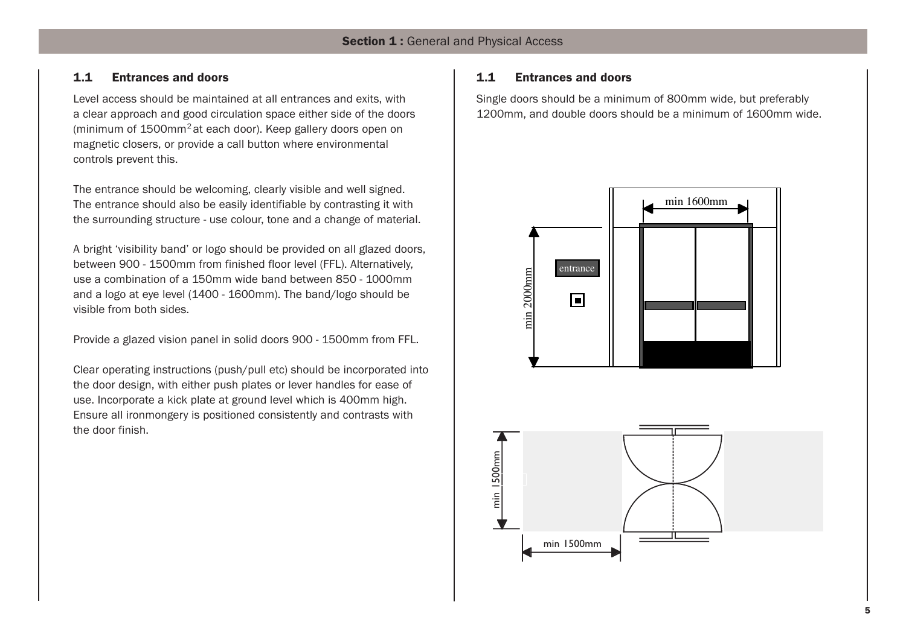## 1.1 Entrances and doors

Level access should be maintained at all entrances and exits, with a clear approach and good circulation space either side of the doors (minimum of 1500mm$^2$ at each door). Keep gallery doors open on magnetic closers, or provide a call button where environmental controls prevent this.

The entrance should be welcoming, clearly visible and well signed. The entrance should also be easily identifiable by contrasting it with the surrounding structure - use colour, tone and a change of material.

A bright 'visibility band' or logo should be provided on all glazed doors, between 900 - 1500mm from finished floor level (FFL). Alternatively, use a combination of a 150mm wide band between 850 - 1000mm and a logo at eye level (1400 - 1600mm). The band/logo should be visible from both sides.

Provide a glazed vision panel in solid doors 900 - 1500mm from FFL.

Clear operating instructions (push/pull etc) should be incorporated into the door design, with either push plates or lever handles for ease of use. Incorporate a kick plate at ground level which is 400mm high. Ensure all ironmongery is positioned consistently and contrasts with the door finish.

## 1.1 Entrances and doors

Single doors should be a minimum of 800mm wide, but preferably 1200mm, and double doors should be a minimum of 1600mm wide.

min 1600mm

min 2000mm

entrance

min 1500mm

min 1500mm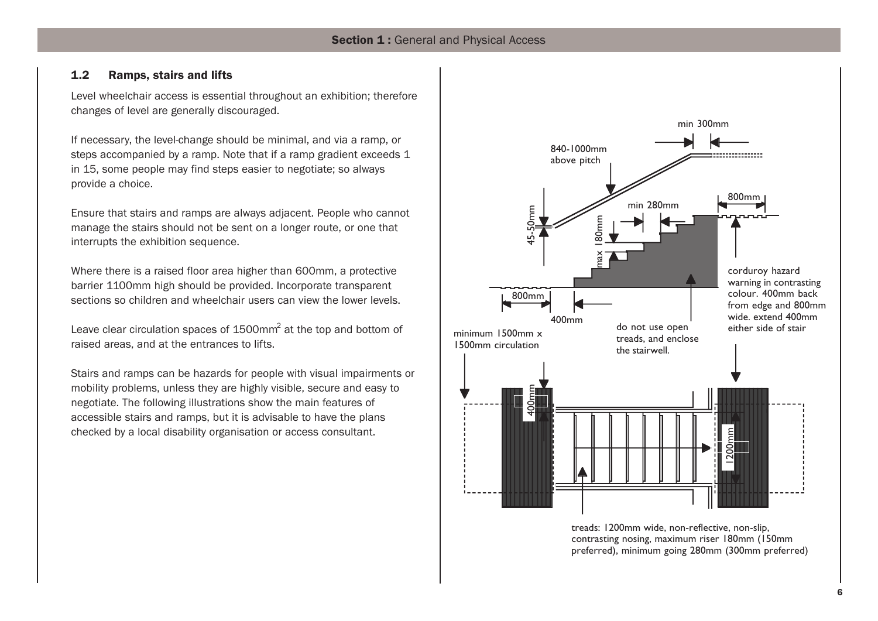## 1.2 Ramps, stairs and lifts

Level wheelchair access is essential throughout an exhibition; therefore changes of level are generally discouraged.

If necessary, the level-change should be minimal, and via a ramp, or steps accompanied by a ramp. Note that if a ramp gradient exceeds 1 in 15, some people may find steps easier to negotiate; so always provide a choice.

Ensure that stairs and ramps are always adjacent. People who cannot manage the stairs should not be sent on a longer route, or one that interrupts the exhibition sequence.

Where there is a raised floor area higher than 600mm, a protective barrier 1100mm high should be provided. Incorporate transparent sections so children and wheelchair users can view the lower levels.

Leave clear circulation spaces of 1500mm$^2$ at the top and bottom of raised areas, and at the entrances to lifts.

Stairs and ramps can be hazards for people with visual impairments or mobility problems, unless they are highly visible, secure and easy to negotiate. The following illustrations show the main features of accessible stairs and ramps, but it is advisable to have the plans checked by a local disability organisation or access consultant.

min 300mm

840-1000mm above pitch

45-50mm

min 280mm

max 180mm

800mm

corduroy hazard warning in contrasting colour. 400mm back from edge and 800mm wide. extend 400mm either side of stair

800mm

400mm

do not use open treads, and enclose the stairwell.

minimum 1500mm x 1500mm circulation

400mm

1200mm

treads: 1200mm wide, non-reflective, non-slip, contrasting nosing, maximum riser 180mm (150mm preferred), minimum going 280mm (300mm preferred)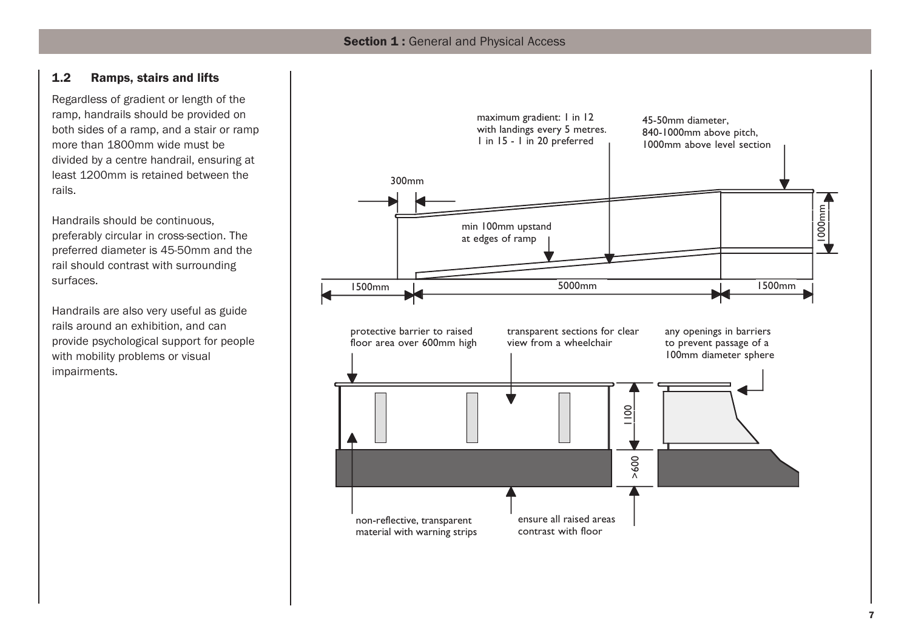## 1.2 Ramps, stairs and lifts

Regardless of gradient or length of the ramp, handrails should be provided on both sides of a ramp, and a stair or ramp more than 1800mm wide must be divided by a centre handrail, ensuring at least 1200mm is retained between the rails.

Handrails should be continuous, preferably circular in cross-section. The preferred diameter is 45-50mm and the rail should contrast with surrounding surfaces.

Handrails are also very useful as guide rails around an exhibition, and can provide psychological support for people with mobility problems or visual impairments.

maximum gradient: 1 in 12 with landings every 5 metres. 1 in 15 - 1 in 20 preferred

45-50mm diameter, 840-1000mm above pitch, 1000mm above level section

300mm

min 100mm upstand at edges of ramp

1000mm

1500mm | 5000mm | 1500mm

protective barrier to raised floor area over 600mm high

transparent sections for clear view from a wheelchair

any openings in barriers to prevent passage of a 100mm diameter sphere

1100

>600

non-reflective, transparent material with warning strips

ensure all raised areas contrast with floor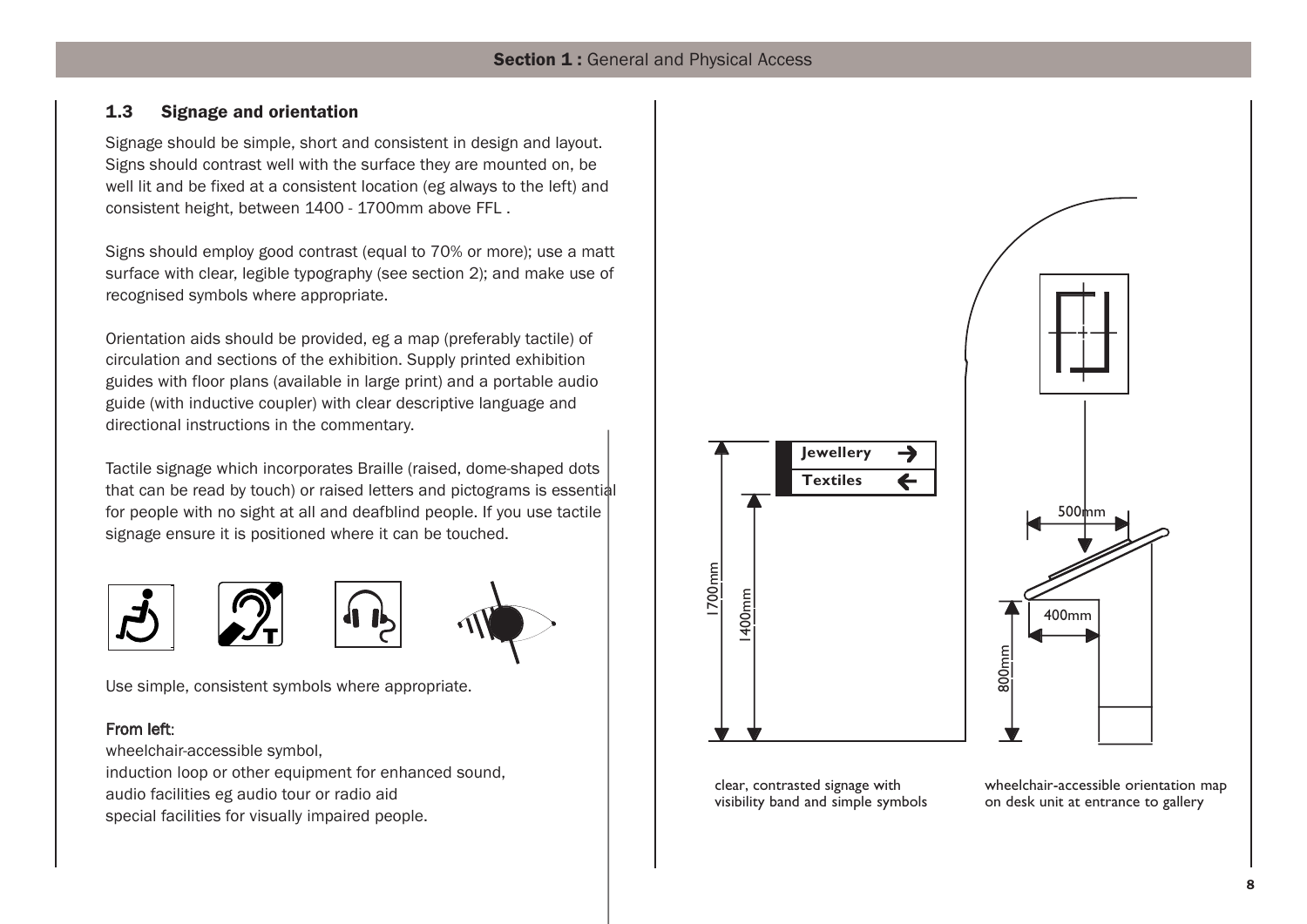### 1.3 Signage and orientation

Signage should be simple, short and consistent in design and layout. Signs should contrast well with the surface they are mounted on, be well lit and be fixed at a consistent location (eg always to the left) and consistent height, between 1400 - 1700mm above FFL .

Signs should employ good contrast (equal to 70% or more); use a matt surface with clear, legible typography (see section 2); and make use of recognised symbols where appropriate.

Orientation aids should be provided, eg a map (preferably tactile) of circulation and sections of the exhibition. Supply printed exhibition guides with floor plans (available in large print) and a portable audio guide (with inductive coupler) with clear descriptive language and directional instructions in the commentary.

Tactile signage which incorporates Braille (raised, dome-shaped dots that can be read by touch) or raised letters and pictograms is essential for people with no sight at all and deafblind people. If you use tactile signage ensure it is positioned where it can be touched.

Use simple, consistent symbols where appropriate.

From left:
wheelchair-accessible symbol,
induction loop or other equipment for enhanced sound,
audio facilities eg audio tour or radio aid
special facilities for visually impaired people.

Jewellery →
Textiles ←

1700mm
1400mm
500mm
400mm
800mm

clear, contrasted signage with visibility band and simple symbols

wheelchair-accessible orientation map on desk unit at entrance to gallery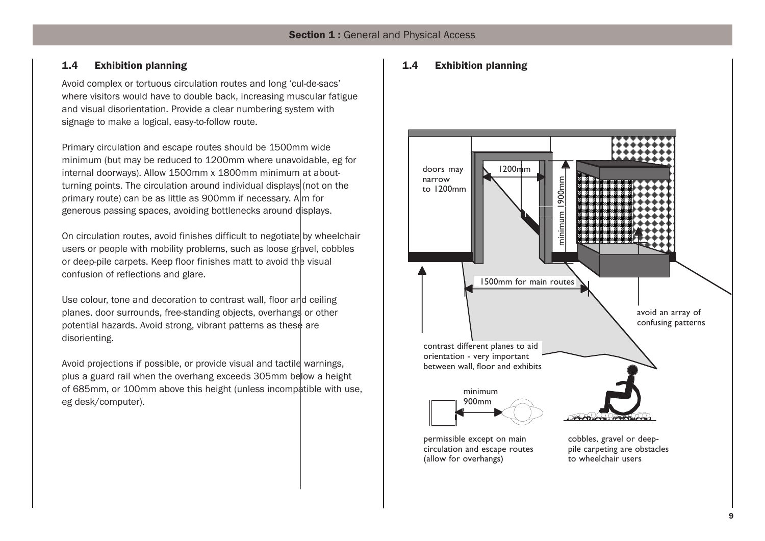## 1.4 Exhibition planning

Avoid complex or tortuous circulation routes and long 'cul-de-sacs' where visitors would have to double back, increasing muscular fatigue and visual disorientation. Provide a clear numbering system with signage to make a logical, easy-to-follow route.

Primary circulation and escape routes should be 1500mm wide minimum (but may be reduced to 1200mm where unavoidable, eg for internal doorways). Allow 1500mm x 1800mm minimum at about-turning points. The circulation around individual displays (not on the primary route) can be as little as 900mm if necessary. Aim for generous passing spaces, avoiding bottlenecks around displays.

On circulation routes, avoid finishes difficult to negotiate by wheelchair users or people with mobility problems, such as loose gravel, cobbles or deep-pile carpets. Keep floor finishes matt to avoid the visual confusion of reflections and glare.

Use colour, tone and decoration to contrast wall, floor and ceiling planes, door surrounds, free-standing objects, overhangs or other potential hazards. Avoid strong, vibrant patterns as these are disorienting.

Avoid projections if possible, or provide visual and tactile warnings, plus a guard rail when the overhang exceeds 305mm below a height of 685mm, or 100mm above this height (unless incompatible with use, eg desk/computer).

## 1.4 Exhibition planning

doors may narrow to 1200mm

1200mm

minimum 1900mm

1500mm for main routes

avoid an array of confusing patterns

contrast different planes to aid orientation - very important between wall, floor and exhibits

minimum 900mm

permissible except on main circulation and escape routes (allow for overhangs)

cobbles, gravel or deep-pile carpeting are obstacles to wheelchair users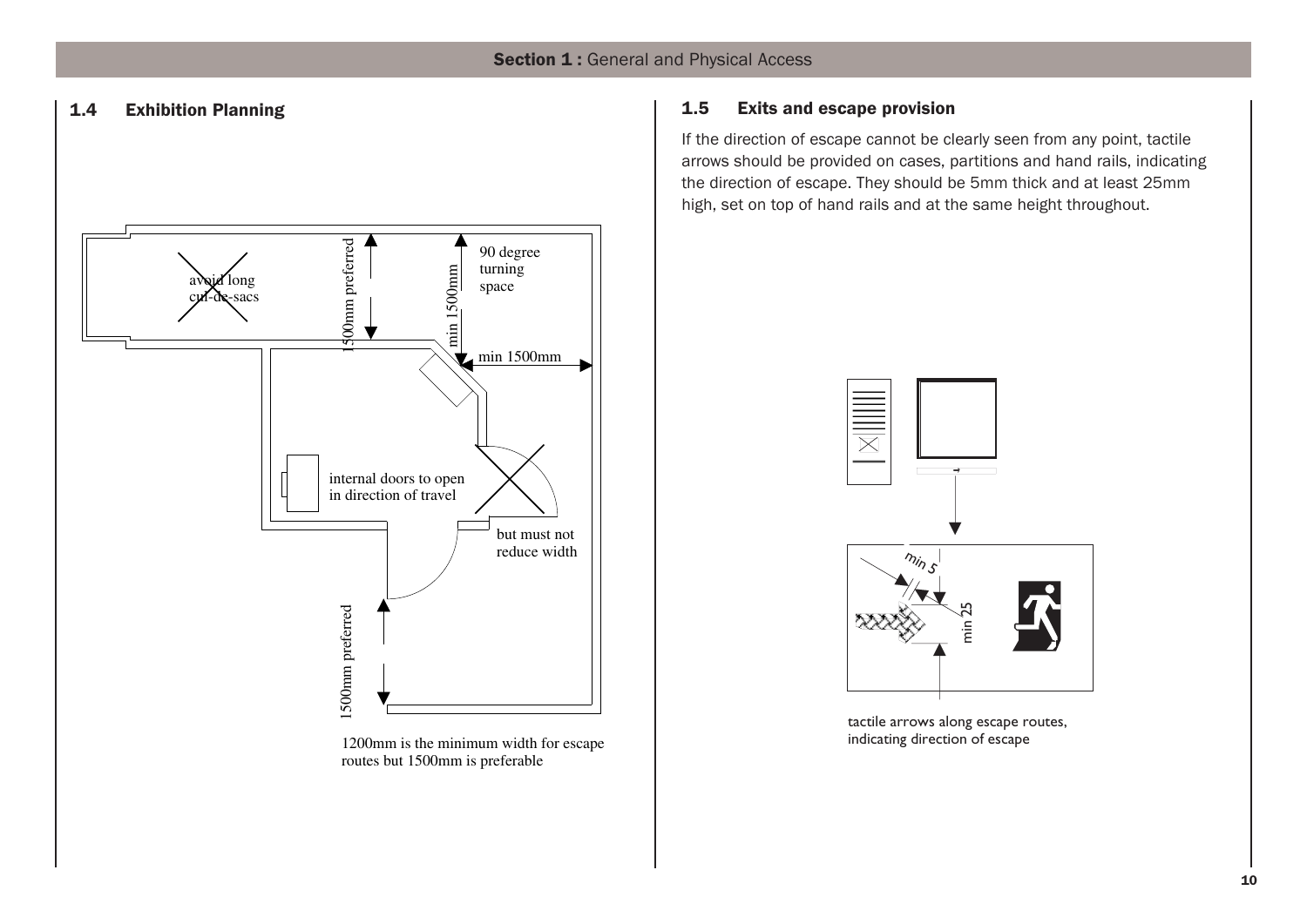## 1.4 Exhibition Planning

avoid long cul-de-sacs

1500mm preferred

min 1500mm

90 degree turning space

min 1500mm

internal doors to open in direction of travel

but must not reduce width

1500mm preferred

1200mm is the minimum width for escape routes but 1500mm is preferable

## 1.5 Exits and escape provision

If the direction of escape cannot be clearly seen from any point, tactile arrows should be provided on cases, partitions and hand rails, indicating the direction of escape. They should be 5mm thick and at least 25mm high, set on top of hand rails and at the same height throughout.

min 5

min 25

tactile arrows along escape routes, indicating direction of escape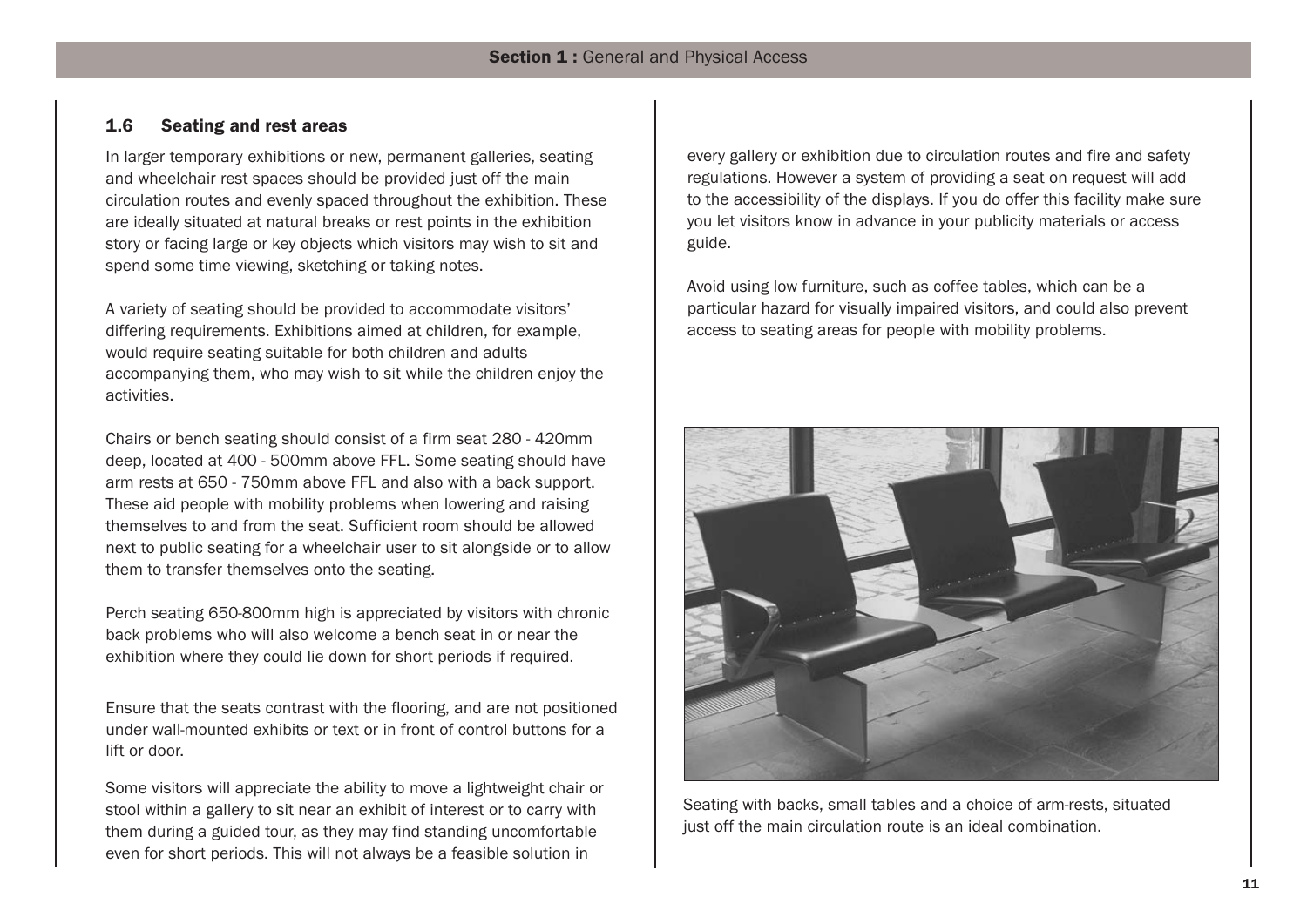## 1.6 Seating and rest areas

In larger temporary exhibitions or new, permanent galleries, seating and wheelchair rest spaces should be provided just off the main circulation routes and evenly spaced throughout the exhibition. These are ideally situated at natural breaks or rest points in the exhibition story or facing large or key objects which visitors may wish to sit and spend some time viewing, sketching or taking notes.

A variety of seating should be provided to accommodate visitors' differing requirements. Exhibitions aimed at children, for example, would require seating suitable for both children and adults accompanying them, who may wish to sit while the children enjoy the activities.

Chairs or bench seating should consist of a firm seat 280 - 420mm deep, located at 400 - 500mm above FFL. Some seating should have arm rests at 650 - 750mm above FFL and also with a back support. These aid people with mobility problems when lowering and raising themselves to and from the seat. Sufficient room should be allowed next to public seating for a wheelchair user to sit alongside or to allow them to transfer themselves onto the seating.

Perch seating 650-800mm high is appreciated by visitors with chronic back problems who will also welcome a bench seat in or near the exhibition where they could lie down for short periods if required.

Ensure that the seats contrast with the flooring, and are not positioned under wall-mounted exhibits or text or in front of control buttons for a lift or door.

Some visitors will appreciate the ability to move a lightweight chair or stool within a gallery to sit near an exhibit of interest or to carry with them during a guided tour, as they may find standing uncomfortable even for short periods. This will not always be a feasible solution in every gallery or exhibition due to circulation routes and fire and safety regulations. However a system of providing a seat on request will add to the accessibility of the displays. If you do offer this facility make sure you let visitors know in advance in your publicity materials or access guide.

Avoid using low furniture, such as coffee tables, which can be a particular hazard for visually impaired visitors, and could also prevent access to seating areas for people with mobility problems.

Seating with backs, small tables and a choice of arm-rests, situated just off the main circulation route is an ideal combination.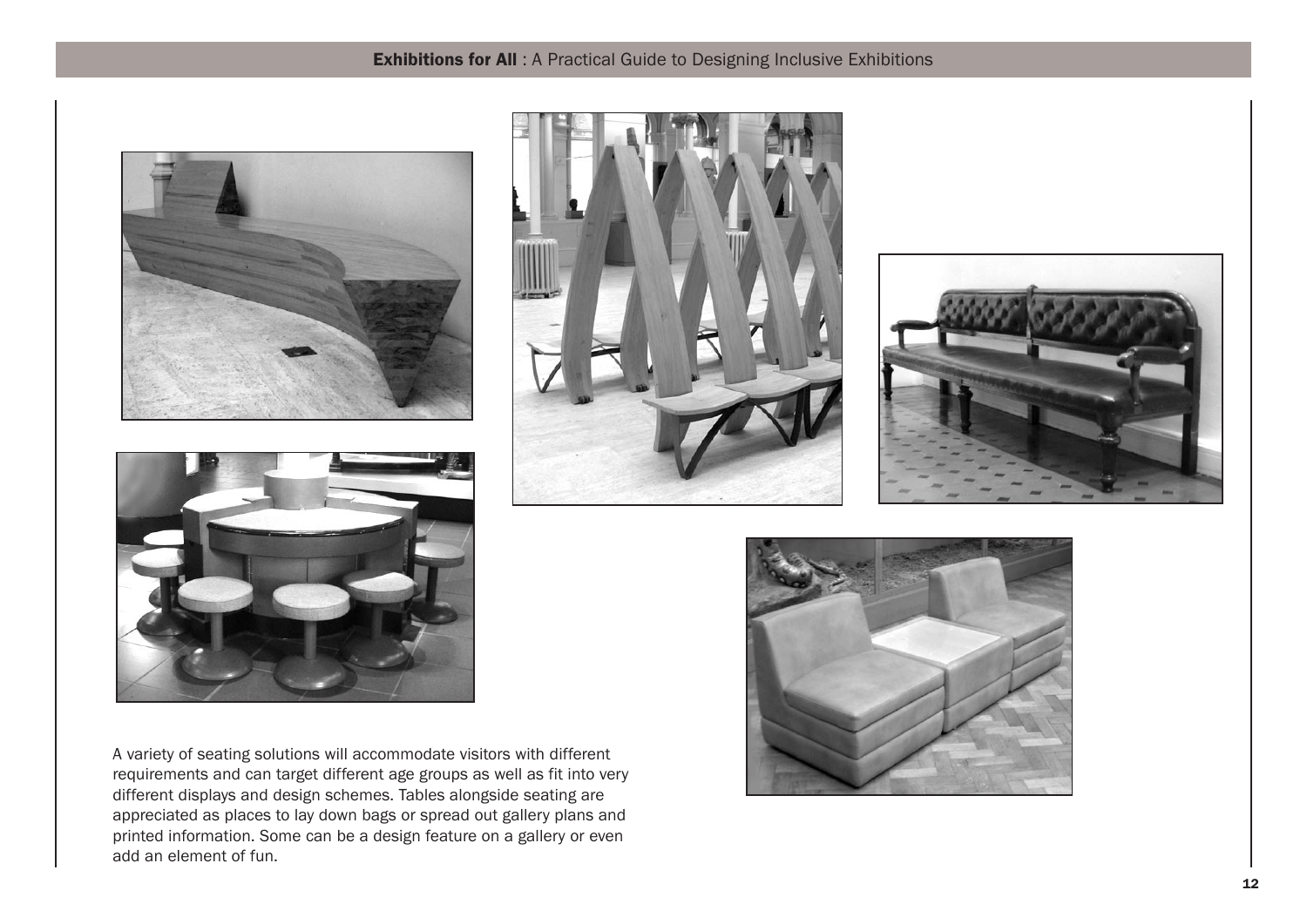A variety of seating solutions will accommodate visitors with different requirements and can target different age groups as well as fit into very different displays and design schemes. Tables alongside seating are appreciated as places to lay down bags or spread out gallery plans and printed information. Some can be a design feature on a gallery or even add an element of fun.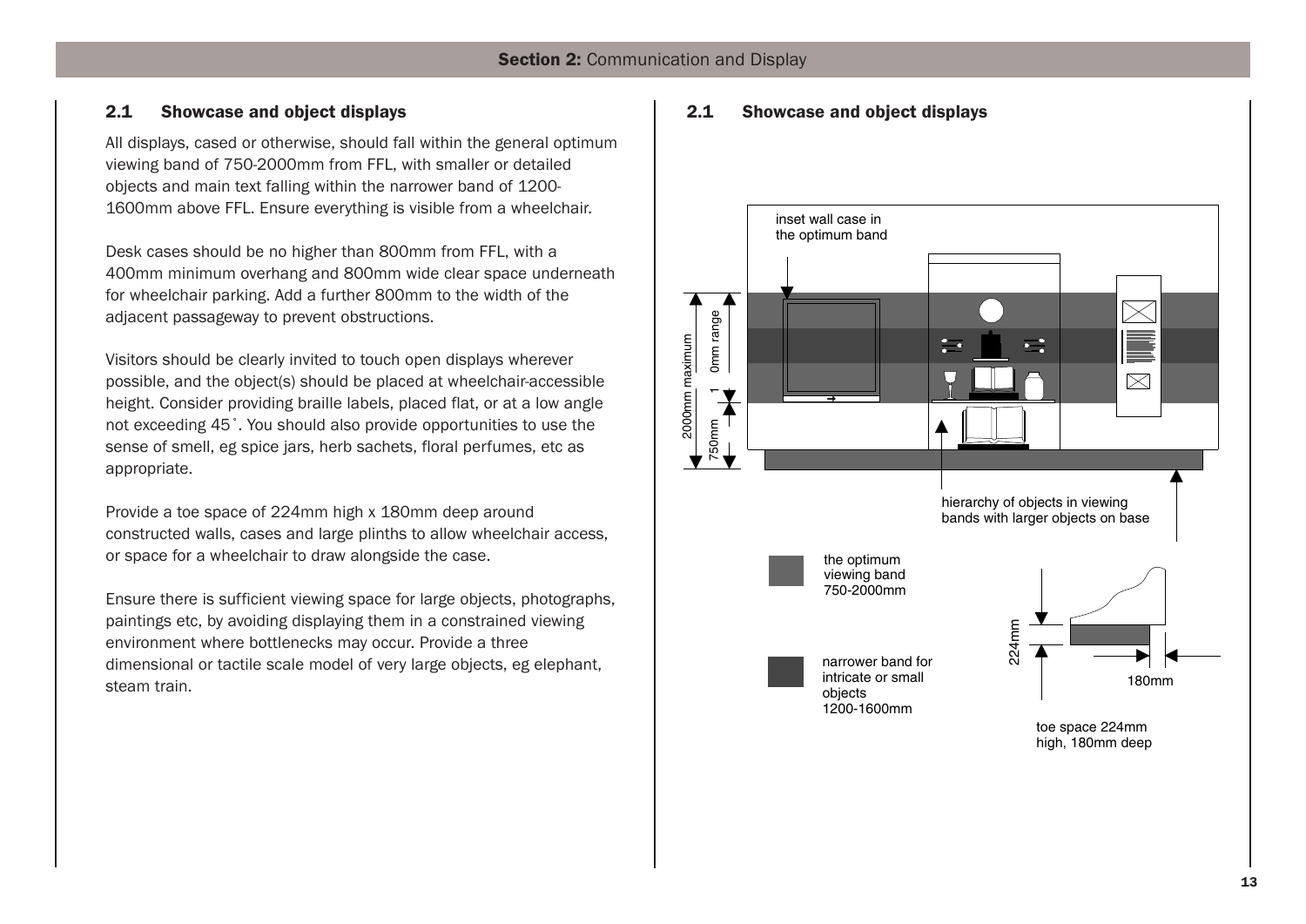## 2.1 Showcase and object displays

All displays, cased or otherwise, should fall within the general optimum viewing band of 750-2000mm from FFL, with smaller or detailed objects and main text falling within the narrower band of 1200-1600mm above FFL. Ensure everything is visible from a wheelchair.

Desk cases should be no higher than 800mm from FFL, with a 400mm minimum overhang and 800mm wide clear space underneath for wheelchair parking. Add a further 800mm to the width of the adjacent passageway to prevent obstructions.

Visitors should be clearly invited to touch open displays wherever possible, and the object(s) should be placed at wheelchair-accessible height. Consider providing braille labels, placed flat, or at a low angle not exceeding 45˚. You should also provide opportunities to use the sense of smell, eg spice jars, herb sachets, floral perfumes, etc as appropriate.

Provide a toe space of 224mm high x 180mm deep around constructed walls, cases and large plinths to allow wheelchair access, or space for a wheelchair to draw alongside the case.

Ensure there is sufficient viewing space for large objects, photographs, paintings etc, by avoiding displaying them in a constrained viewing environment where bottlenecks may occur. Provide a three dimensional or tactile scale model of very large objects, eg elephant, steam train.

## 2.1 Showcase and object displays

inset wall case in the optimum band

2000mm maximum

1 0mm range

750mm

hierarchy of objects in viewing bands with larger objects on base

the optimum viewing band 750-2000mm

narrower band for intricate or small objects 1200-1600mm

224mm

180mm

toe space 224mm high, 180mm deep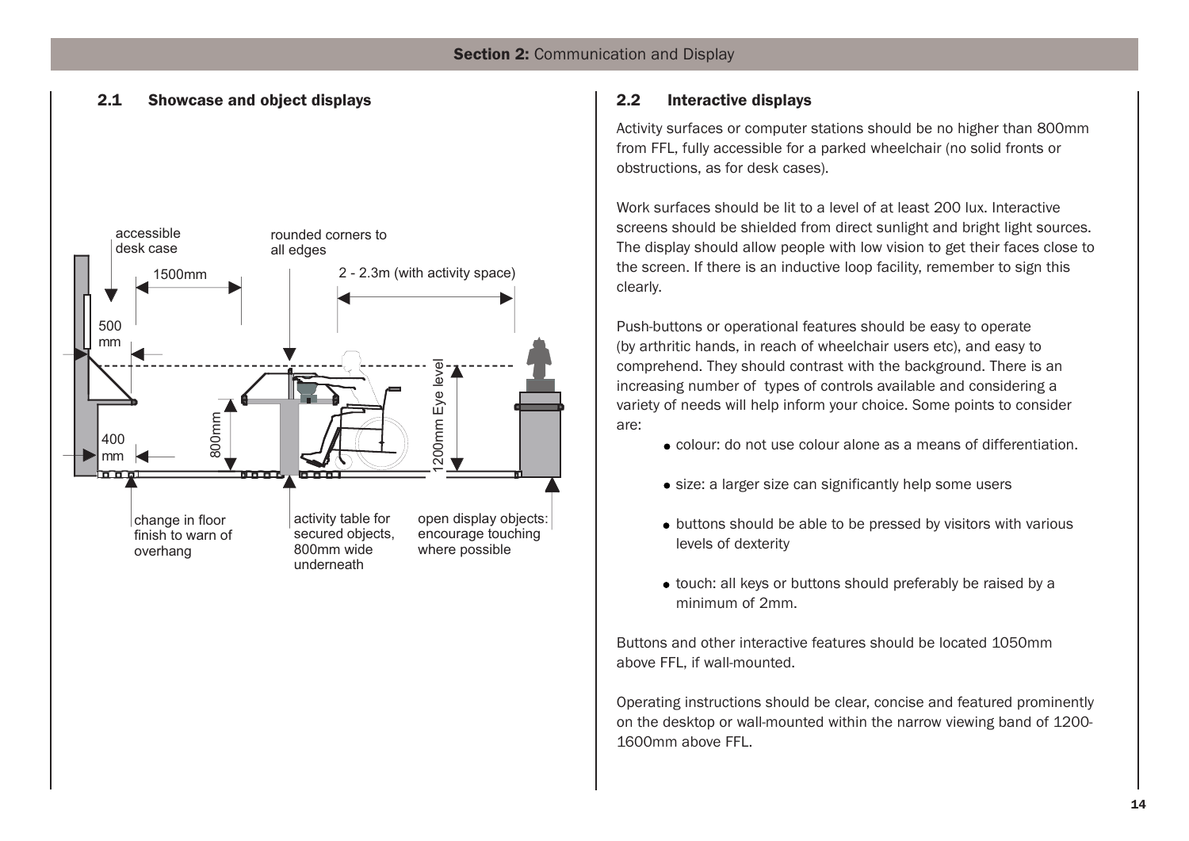## 2.1 Showcase and object displays

accessible desk case

rounded corners to all edges

1500mm

2 - 2.3m (with activity space)

500 mm

400 mm

800mm

1200mm Eye level

change in floor finish to warn of overhang

activity table for secured objects, 800mm wide underneath

open display objects: encourage touching where possible

## 2.2 Interactive displays

Activity surfaces or computer stations should be no higher than 800mm from FFL, fully accessible for a parked wheelchair (no solid fronts or obstructions, as for desk cases).

Work surfaces should be lit to a level of at least 200 lux. Interactive screens should be shielded from direct sunlight and bright light sources. The display should allow people with low vision to get their faces close to the screen. If there is an inductive loop facility, remember to sign this clearly.

Push-buttons or operational features should be easy to operate (by arthritic hands, in reach of wheelchair users etc), and easy to comprehend. They should contrast with the background. There is an increasing number of types of controls available and considering a variety of needs will help inform your choice. Some points to consider are:

- colour: do not use colour alone as a means of differentiation.
- size: a larger size can significantly help some users
- buttons should be able to be pressed by visitors with various levels of dexterity
- touch: all keys or buttons should preferably be raised by a minimum of 2mm.

Buttons and other interactive features should be located 1050mm above FFL, if wall-mounted.

Operating instructions should be clear, concise and featured prominently on the desktop or wall-mounted within the narrow viewing band of 1200-1600mm above FFL.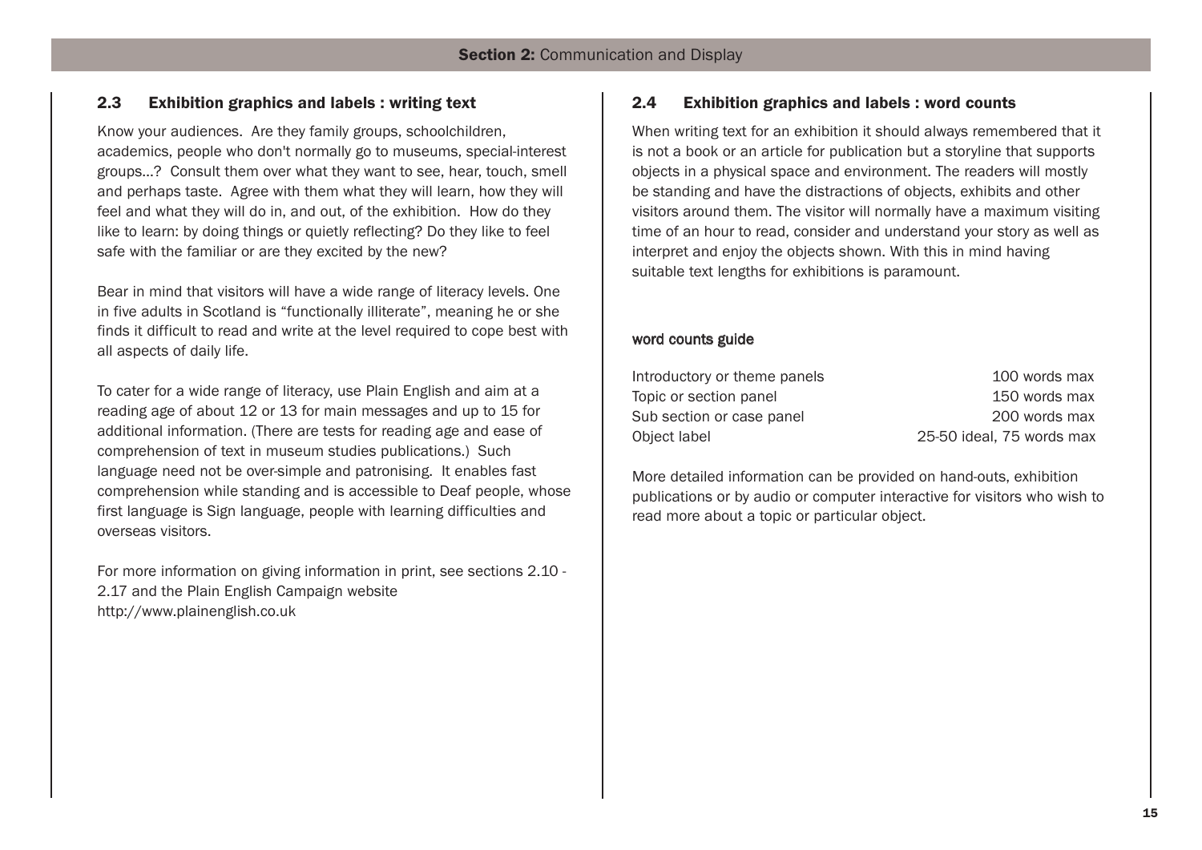## 2.3 Exhibition graphics and labels : writing text

Know your audiences. Are they family groups, schoolchildren, academics, people who don't normally go to museums, special-interest groups...? Consult them over what they want to see, hear, touch, smell and perhaps taste. Agree with them what they will learn, how they will feel and what they will do in, and out, of the exhibition. How do they like to learn: by doing things or quietly reflecting? Do they like to feel safe with the familiar or are they excited by the new?

Bear in mind that visitors will have a wide range of literacy levels. One in five adults in Scotland is "functionally illiterate", meaning he or she finds it difficult to read and write at the level required to cope best with all aspects of daily life.

To cater for a wide range of literacy, use Plain English and aim at a reading age of about 12 or 13 for main messages and up to 15 for additional information. (There are tests for reading age and ease of comprehension of text in museum studies publications.) Such language need not be over-simple and patronising. It enables fast comprehension while standing and is accessible to Deaf people, whose first language is Sign language, people with learning difficulties and overseas visitors.

For more information on giving information in print, see sections 2.10 - 2.17 and the Plain English Campaign website http://www.plainenglish.co.uk

## 2.4 Exhibition graphics and labels : word counts

When writing text for an exhibition it should always remembered that it is not a book or an article for publication but a storyline that supports objects in a physical space and environment. The readers will mostly be standing and have the distractions of objects, exhibits and other visitors around them. The visitor will normally have a maximum visiting time of an hour to read, consider and understand your story as well as interpret and enjoy the objects shown. With this in mind having suitable text lengths for exhibitions is paramount.

### word counts guide

| | |
|---|---|
| Introductory or theme panels | 100 words max |
| Topic or section panel | 150 words max |
| Sub section or case panel | 200 words max |
| Object label | 25-50 ideal, 75 words max |

More detailed information can be provided on hand-outs, exhibition publications or by audio or computer interactive for visitors who wish to read more about a topic or particular object.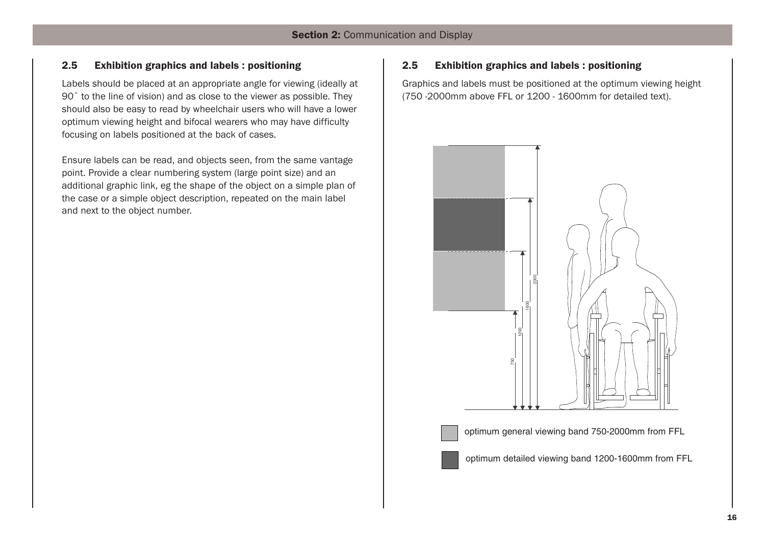## 2.5 Exhibition graphics and labels : positioning

Labels should be placed at an appropriate angle for viewing (ideally at 90˚ to the line of vision) and as close to the viewer as possible. They should also be easy to read by wheelchair users who will have a lower optimum viewing height and bifocal wearers who may have difficulty focusing on labels positioned at the back of cases.

Ensure labels can be read, and objects seen, from the same vantage point. Provide a clear numbering system (large point size) and an additional graphic link, eg the shape of the object on a simple plan of the case or a simple object description, repeated on the main label and next to the object number.

## 2.5 Exhibition graphics and labels : positioning

Graphics and labels must be positioned at the optimum viewing height (750 -2000mm above FFL or 1200 - 1600mm for detailed text).

optimum general viewing band 750-2000mm from FFL

optimum detailed viewing band 1200-1600mm from FFL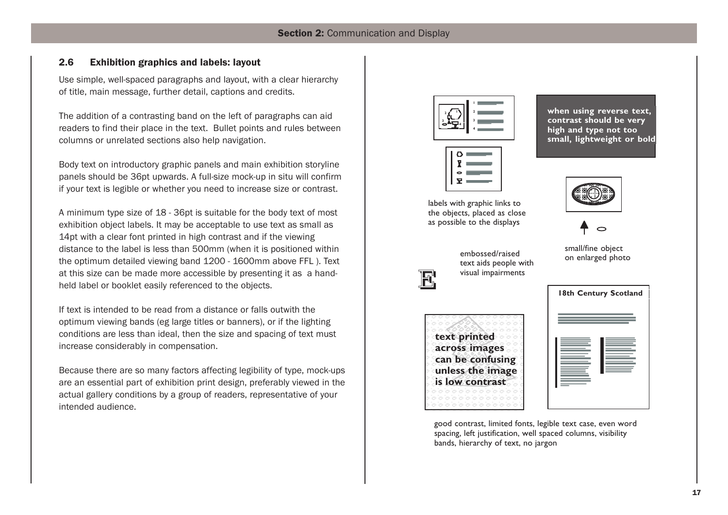## 2.6 Exhibition graphics and labels: layout

Use simple, well-spaced paragraphs and layout, with a clear hierarchy of title, main message, further detail, captions and credits.

The addition of a contrasting band on the left of paragraphs can aid readers to find their place in the text. Bullet points and rules between columns or unrelated sections also help navigation.

Body text on introductory graphic panels and main exhibition storyline panels should be 36pt upwards. A full-size mock-up in situ will confirm if your text is legible or whether you need to increase size or contrast.

A minimum type size of 18 - 36pt is suitable for the body text of most exhibition object labels. It may be acceptable to use text as small as 14pt with a clear font printed in high contrast and if the viewing distance to the label is less than 500mm (when it is positioned within the optimum detailed viewing band 1200 - 1600mm above FFL ). Text at this size can be made more accessible by presenting it as a hand-held label or booklet easily referenced to the objects.

If text is intended to be read from a distance or falls outwith the optimum viewing bands (eg large titles or banners), or if the lighting conditions are less than ideal, then the size and spacing of text must increase considerably in compensation.

Because there are so many factors affecting legibility of type, mock-ups are an essential part of exhibition print design, preferably viewed in the actual gallery conditions by a group of readers, representative of your intended audience.

labels with graphic links to the objects, placed as close as possible to the displays

when using reverse text, contrast should be very high and type not too small, lightweight or bold

small/fine object on enlarged photo

embossed/raised text aids people with visual impairments

text printed across images can be confusing unless the image is low contrast

18th Century Scotland

good contrast, limited fonts, legible text case, even word spacing, left justification, well spaced columns, visibility bands, hierarchy of text, no jargon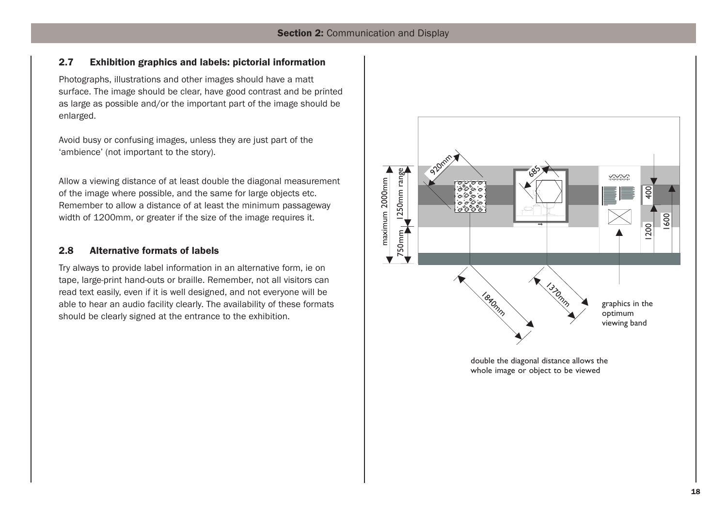## 2.7 Exhibition graphics and labels: pictorial information

Photographs, illustrations and other images should have a matt surface. The image should be clear, have good contrast and be printed as large as possible and/or the important part of the image should be enlarged.

Avoid busy or confusing images, unless they are just part of the 'ambience' (not important to the story).

Allow a viewing distance of at least double the diagonal measurement of the image where possible, and the same for large objects etc. Remember to allow a distance of at least the minimum passageway width of 1200mm, or greater if the size of the image requires it.

## 2.8 Alternative formats of labels

Try always to provide label information in an alternative form, ie on tape, large-print hand-outs or braille. Remember, not all visitors can read text easily, even if it is well designed, and not everyone will be able to hear an audio facility clearly. The availability of these formats should be clearly signed at the entrance to the exhibition.

maximum 2000mm
1250mm range
750mm
920mm
685
1840mm
1370mm
400
1200
1600

graphics in the optimum viewing band

double the diagonal distance allows the whole image or object to be viewed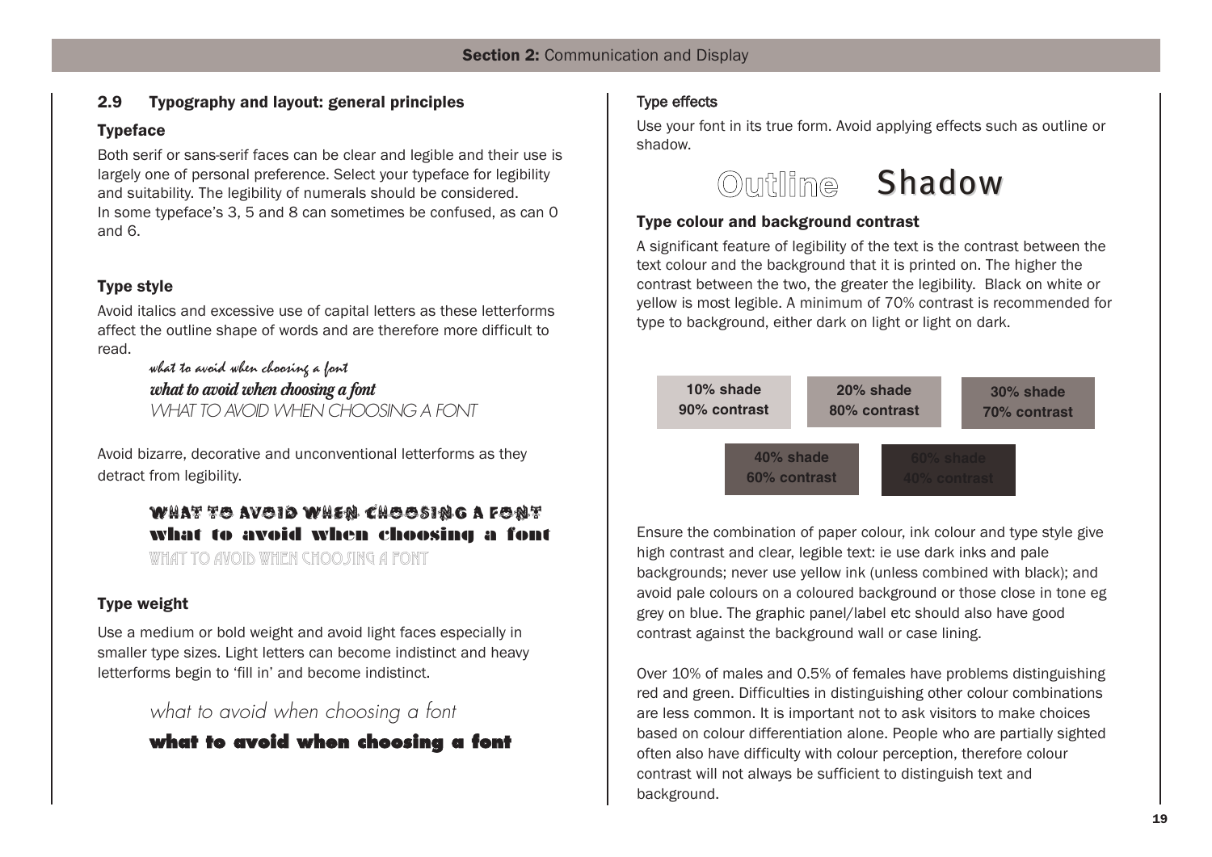## 2.9 Typography and layout: general principles

### Typeface

Both serif or sans-serif faces can be clear and legible and their use is largely one of personal preference. Select your typeface for legibility and suitability. The legibility of numerals should be considered. In some typeface's 3, 5 and 8 can sometimes be confused, as can 0 and 6.

### Type style

Avoid italics and excessive use of capital letters as these letterforms affect the outline shape of words and are therefore more difficult to read.

*what to avoid when choosing a font*
***what to avoid when choosing a font***
*WHAT TO AVOID WHEN CHOOSING A FONT*

Avoid bizarre, decorative and unconventional letterforms as they detract from legibility.

WHAT TO AVOID WHEN CHOOSING A FONT
**what to avoid when choosing a font**
WHAT TO AVOID WHEN CHOOSING A FONT

### Type weight

Use a medium or bold weight and avoid light faces especially in smaller type sizes. Light letters can become indistinct and heavy letterforms begin to 'fill in' and become indistinct.

what to avoid when choosing a font
**what to avoid when choosing a font**

### Type effects

Use your font in its true form. Avoid applying effects such as outline or shadow.

Outline Shadow

### Type colour and background contrast

A significant feature of legibility of the text is the contrast between the text colour and the background that it is printed on. The higher the contrast between the two, the greater the legibility. Black on white or yellow is most legible. A minimum of 70% contrast is recommended for type to background, either dark on light or light on dark.

**10% shade 90% contrast** | **20% shade 80% contrast** | **30% shade 70% contrast** | **40% shade 60% contrast** | **60% shade 40% contrast**

Ensure the combination of paper colour, ink colour and type style give high contrast and clear, legible text: ie use dark inks and pale backgrounds; never use yellow ink (unless combined with black); and avoid pale colours on a coloured background or those close in tone eg grey on blue. The graphic panel/label etc should also have good contrast against the background wall or case lining.

Over 10% of males and 0.5% of females have problems distinguishing red and green. Difficulties in distinguishing other colour combinations are less common. It is important not to ask visitors to make choices based on colour differentiation alone. People who are partially sighted often also have difficulty with colour perception, therefore colour contrast will not always be sufficient to distinguish text and background.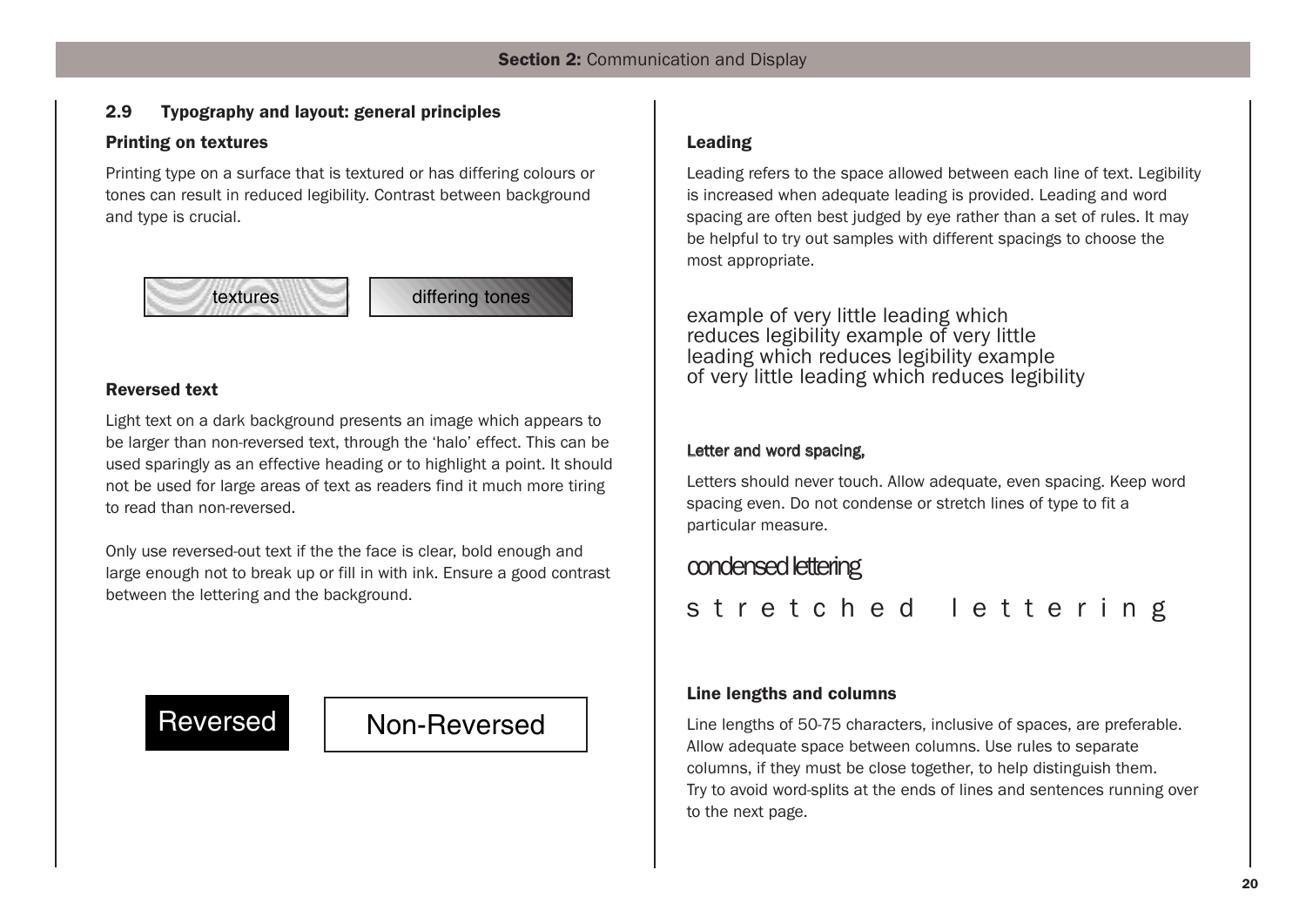## 2.9 Typography and layout: general principles

### Printing on textures

Printing type on a surface that is textured or has differing colours or tones can result in reduced legibility. Contrast between background and type is crucial.

textures

differing tones

### Reversed text

Light text on a dark background presents an image which appears to be larger than non-reversed text, through the 'halo' effect. This can be used sparingly as an effective heading or to highlight a point. It should not be used for large areas of text as readers find it much more tiring to read than non-reversed.

Only use reversed-out text if the the face is clear, bold enough and large enough not to break up or fill in with ink. Ensure a good contrast between the lettering and the background.

Reversed

Non-Reversed

### Leading

Leading refers to the space allowed between each line of text. Legibility is increased when adequate leading is provided. Leading and word spacing are often best judged by eye rather than a set of rules. It may be helpful to try out samples with different spacings to choose the most appropriate.

example of very little leading which
reduces legibility example of very little
leading which reduces legibility example
of very little leading which reduces legibility

### Letter and word spacing,

Letters should never touch. Allow adequate, even spacing. Keep word spacing even. Do not condense or stretch lines of type to fit a particular measure.

condensed lettering

s t r e t c h e d   l e t t e r i n g

### Line lengths and columns

Line lengths of 50-75 characters, inclusive of spaces, are preferable. Allow adequate space between columns. Use rules to separate columns, if they must be close together, to help distinguish them. Try to avoid word-splits at the ends of lines and sentences running over to the next page.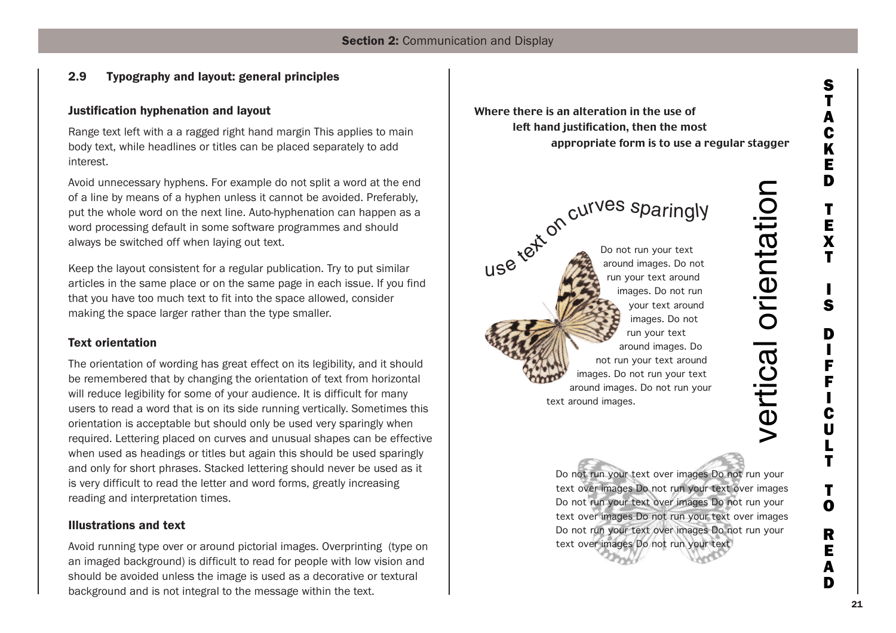## 2.9 Typography and layout: general principles

### Justification hyphenation and layout

Range text left with a a ragged right hand margin This applies to main body text, while headlines or titles can be placed separately to add interest.

Avoid unnecessary hyphens. For example do not split a word at the end of a line by means of a hyphen unless it cannot be avoided. Preferably, put the whole word on the next line. Auto-hyphenation can happen as a word processing default in some software programmes and should always be switched off when laying out text.

Keep the layout consistent for a regular publication. Try to put similar articles in the same place or on the same page in each issue. If you find that you have too much text to fit into the space allowed, consider making the space larger rather than the type smaller.

### Text orientation

The orientation of wording has great effect on its legibility, and it should be remembered that by changing the orientation of text from horizontal will reduce legibility for some of your audience. It is difficult for many users to read a word that is on its side running vertically. Sometimes this orientation is acceptable but should only be used very sparingly when required. Lettering placed on curves and unusual shapes can be effective when used as headings or titles but again this should be used sparingly and only for short phrases. Stacked lettering should never be used as it is very difficult to read the letter and word forms, greatly increasing reading and interpretation times.

### Illustrations and text

Avoid running type over or around pictorial images. Overprinting (type on an imaged background) is difficult to read for people with low vision and should be avoided unless the image is used as a decorative or textural background and is not integral to the message within the text.

**Where there is an alteration in the use of**
**left hand justification, then the most**
**appropriate form is to use a regular stagger**

use text on curves sparingly

Do not run your text around images. Do not run your text around images. Do not run your text around images. Do not run your text around images. Do not run your text around images. Do not run your text around images. Do not run your text around images.

vertical orientation

Do not run your text over images Do not run your text over images Do not run your text over images Do not run your text over images Do not run your text over images Do not run your text over images Do not run your text over images Do not run your text over images Do not run your text

**STACKED TEXT IS DIFFICULT TO READ**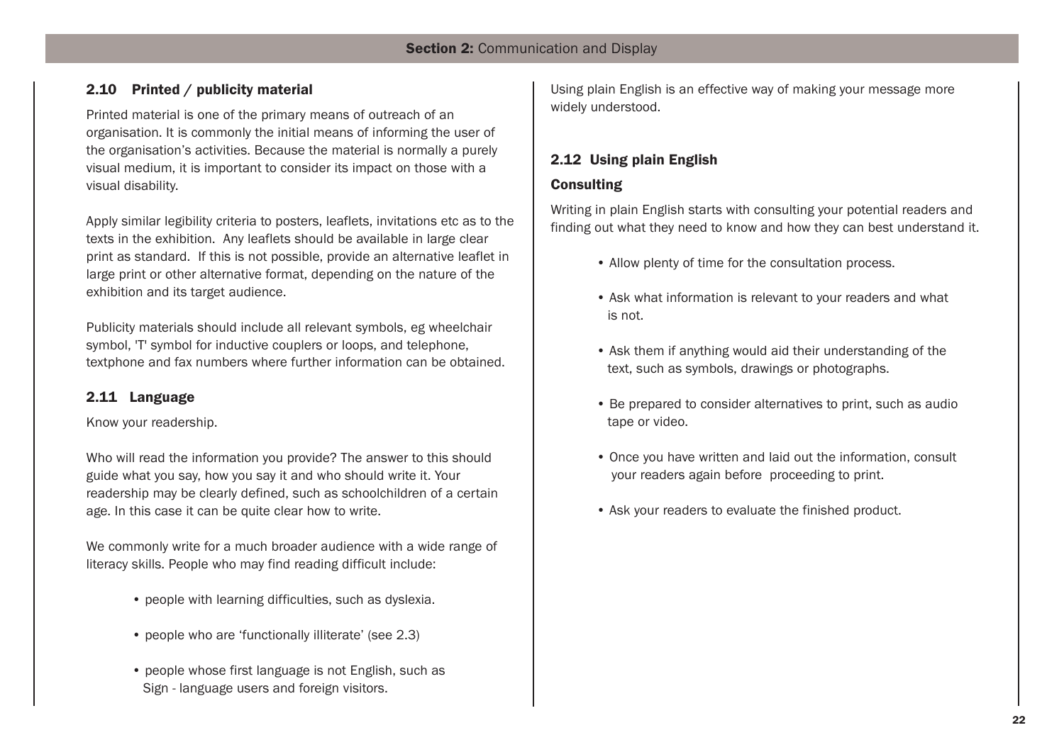## 2.10 Printed / publicity material

Printed material is one of the primary means of outreach of an organisation. It is commonly the initial means of informing the user of the organisation's activities. Because the material is normally a purely visual medium, it is important to consider its impact on those with a visual disability.

Apply similar legibility criteria to posters, leaflets, invitations etc as to the texts in the exhibition. Any leaflets should be available in large clear print as standard. If this is not possible, provide an alternative leaflet in large print or other alternative format, depending on the nature of the exhibition and its target audience.

Publicity materials should include all relevant symbols, eg wheelchair symbol, 'T' symbol for inductive couplers or loops, and telephone, textphone and fax numbers where further information can be obtained.

## 2.11 Language

Know your readership.

Who will read the information you provide? The answer to this should guide what you say, how you say it and who should write it. Your readership may be clearly defined, such as schoolchildren of a certain age. In this case it can be quite clear how to write.

We commonly write for a much broader audience with a wide range of literacy skills. People who may find reading difficult include:

- people with learning difficulties, such as dyslexia.
- people who are 'functionally illiterate' (see 2.3)
- people whose first language is not English, such as Sign - language users and foreign visitors.

Using plain English is an effective way of making your message more widely understood.

## 2.12 Using plain English

### Consulting

Writing in plain English starts with consulting your potential readers and finding out what they need to know and how they can best understand it.

- Allow plenty of time for the consultation process.
- Ask what information is relevant to your readers and what is not.
- Ask them if anything would aid their understanding of the text, such as symbols, drawings or photographs.
- Be prepared to consider alternatives to print, such as audio tape or video.
- Once you have written and laid out the information, consult your readers again before proceeding to print.
- Ask your readers to evaluate the finished product.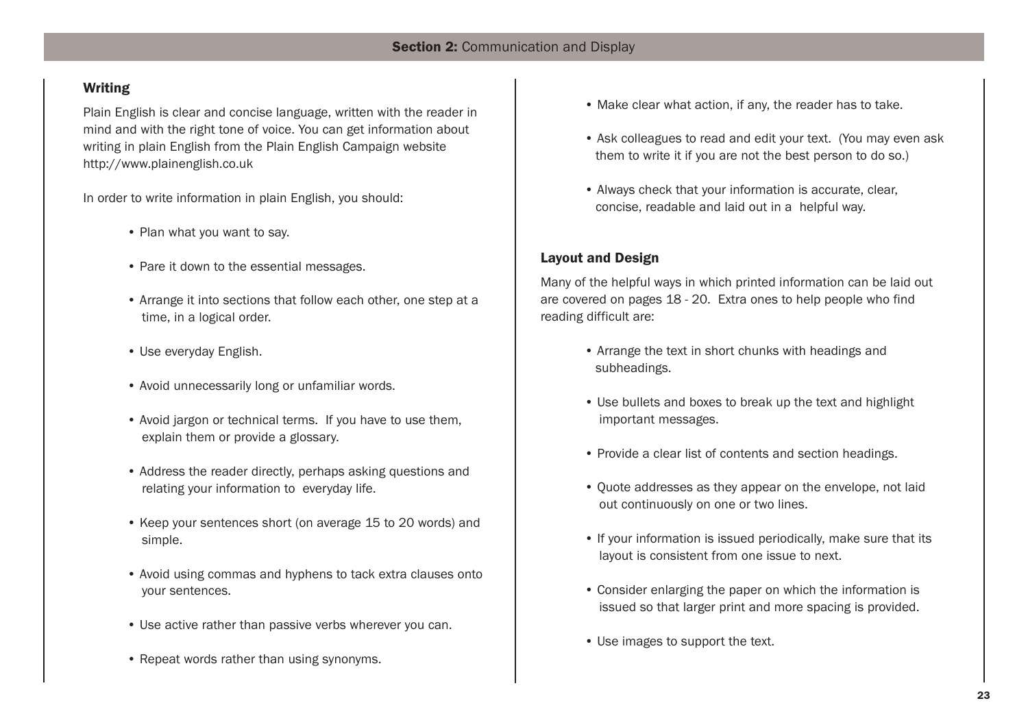## Writing

Plain English is clear and concise language, written with the reader in mind and with the right tone of voice. You can get information about writing in plain English from the Plain English Campaign website http://www.plainenglish.co.uk

In order to write information in plain English, you should:

- Plan what you want to say.
- Pare it down to the essential messages.
- Arrange it into sections that follow each other, one step at a time, in a logical order.
- Use everyday English.
- Avoid unnecessarily long or unfamiliar words.
- Avoid jargon or technical terms. If you have to use them, explain them or provide a glossary.
- Address the reader directly, perhaps asking questions and relating your information to everyday life.
- Keep your sentences short (on average 15 to 20 words) and simple.
- Avoid using commas and hyphens to tack extra clauses onto your sentences.
- Use active rather than passive verbs wherever you can.
- Repeat words rather than using synonyms.
- Make clear what action, if any, the reader has to take.
- Ask colleagues to read and edit your text. (You may even ask them to write it if you are not the best person to do so.)
- Always check that your information is accurate, clear, concise, readable and laid out in a helpful way.

## Layout and Design

Many of the helpful ways in which printed information can be laid out are covered on pages 18 - 20. Extra ones to help people who find reading difficult are:

- Arrange the text in short chunks with headings and subheadings.
- Use bullets and boxes to break up the text and highlight important messages.
- Provide a clear list of contents and section headings.
- Quote addresses as they appear on the envelope, not laid out continuously on one or two lines.
- If your information is issued periodically, make sure that its layout is consistent from one issue to next.
- Consider enlarging the paper on which the information is issued so that larger print and more spacing is provided.
- Use images to support the text.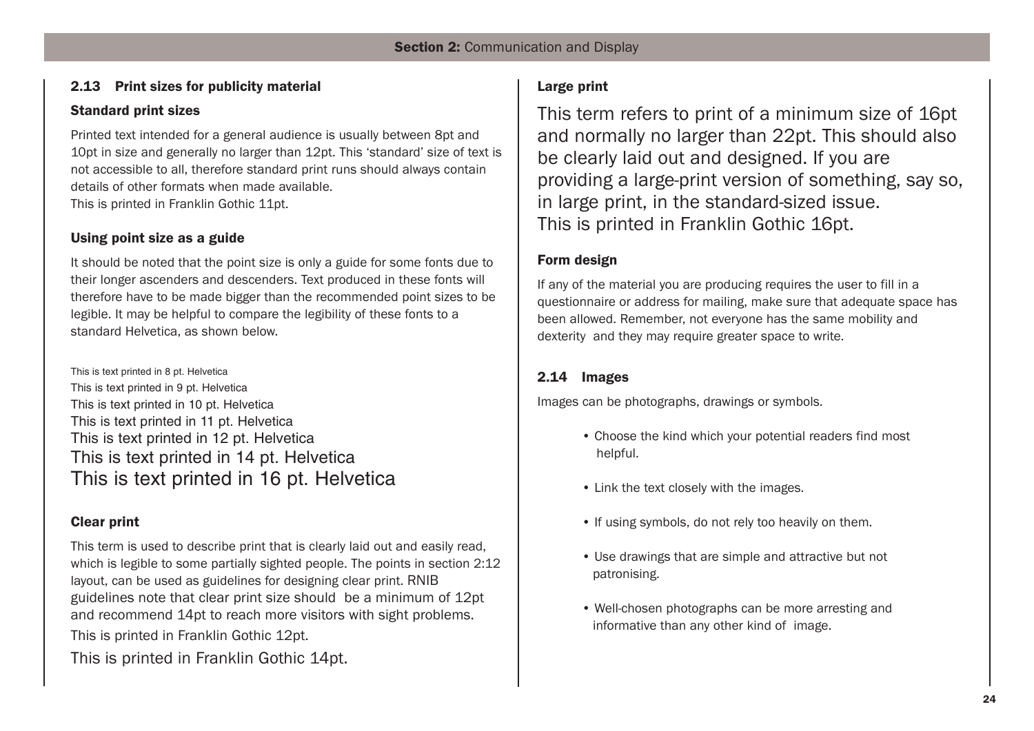## 2.13 Print sizes for publicity material

### Standard print sizes

Printed text intended for a general audience is usually between 8pt and 10pt in size and generally no larger than 12pt. This 'standard' size of text is not accessible to all, therefore standard print runs should always contain details of other formats when made available.
This is printed in Franklin Gothic 11pt.

### Using point size as a guide

It should be noted that the point size is only a guide for some fonts due to their longer ascenders and descenders. Text produced in these fonts will therefore have to be made bigger than the recommended point sizes to be legible. It may be helpful to compare the legibility of these fonts to a standard Helvetica, as shown below.

This is text printed in 8 pt. Helvetica
This is text printed in 9 pt. Helvetica
This is text printed in 10 pt. Helvetica
This is text printed in 11 pt. Helvetica
This is text printed in 12 pt. Helvetica
This is text printed in 14 pt. Helvetica
This is text printed in 16 pt. Helvetica

### Clear print

This term is used to describe print that is clearly laid out and easily read, which is legible to some partially sighted people. The points in section 2:12 layout, can be used as guidelines for designing clear print. RNIB guidelines note that clear print size should be a minimum of 12pt and recommend 14pt to reach more visitors with sight problems.

This is printed in Franklin Gothic 12pt.

This is printed in Franklin Gothic 14pt.

### Large print

This term refers to print of a minimum size of 16pt and normally no larger than 22pt. This should also be clearly laid out and designed. If you are providing a large-print version of something, say so, in large print, in the standard-sized issue.
This is printed in Franklin Gothic 16pt.

### Form design

If any of the material you are producing requires the user to fill in a questionnaire or address for mailing, make sure that adequate space has been allowed. Remember, not everyone has the same mobility and dexterity and they may require greater space to write.

## 2.14 Images

Images can be photographs, drawings or symbols.

- Choose the kind which your potential readers find most helpful.
- Link the text closely with the images.
- If using symbols, do not rely too heavily on them.
- Use drawings that are simple and attractive but not patronising.
- Well-chosen photographs can be more arresting and informative than any other kind of image.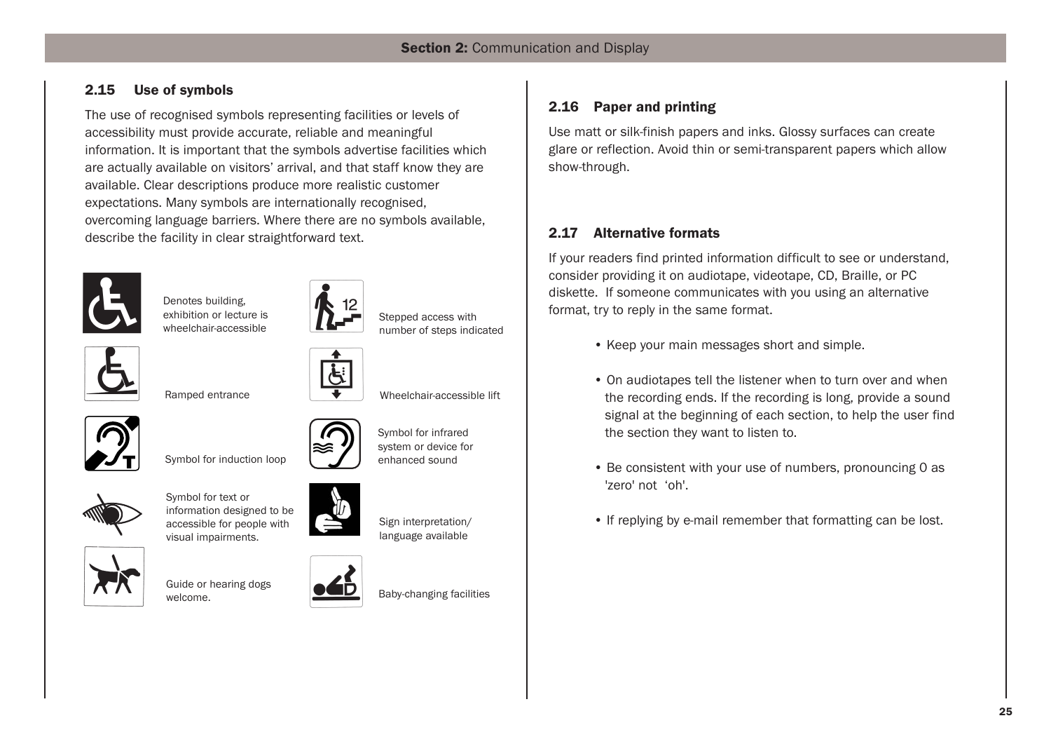## 2.15 Use of symbols

The use of recognised symbols representing facilities or levels of accessibility must provide accurate, reliable and meaningful information. It is important that the symbols advertise facilities which are actually available on visitors' arrival, and that staff know they are available. Clear descriptions produce more realistic customer expectations. Many symbols are internationally recognised, overcoming language barriers. Where there are no symbols available, describe the facility in clear straightforward text.

Denotes building, exhibition or lecture is wheelchair-accessible

Stepped access with number of steps indicated

Ramped entrance

Wheelchair-accessible lift

Symbol for induction loop

Symbol for infrared system or device for enhanced sound

Symbol for text or information designed to be accessible for people with visual impairments.

Sign interpretation/ language available

Guide or hearing dogs welcome.

Baby-changing facilities

## 2.16 Paper and printing

Use matt or silk-finish papers and inks. Glossy surfaces can create glare or reflection. Avoid thin or semi-transparent papers which allow show-through.

## 2.17 Alternative formats

If your readers find printed information difficult to see or understand, consider providing it on audiotape, videotape, CD, Braille, or PC diskette. If someone communicates with you using an alternative format, try to reply in the same format.

- Keep your main messages short and simple.
- On audiotapes tell the listener when to turn over and when the recording ends. If the recording is long, provide a sound signal at the beginning of each section, to help the user find the section they want to listen to.
- Be consistent with your use of numbers, pronouncing 0 as 'zero' not 'oh'.
- If replying by e-mail remember that formatting can be lost.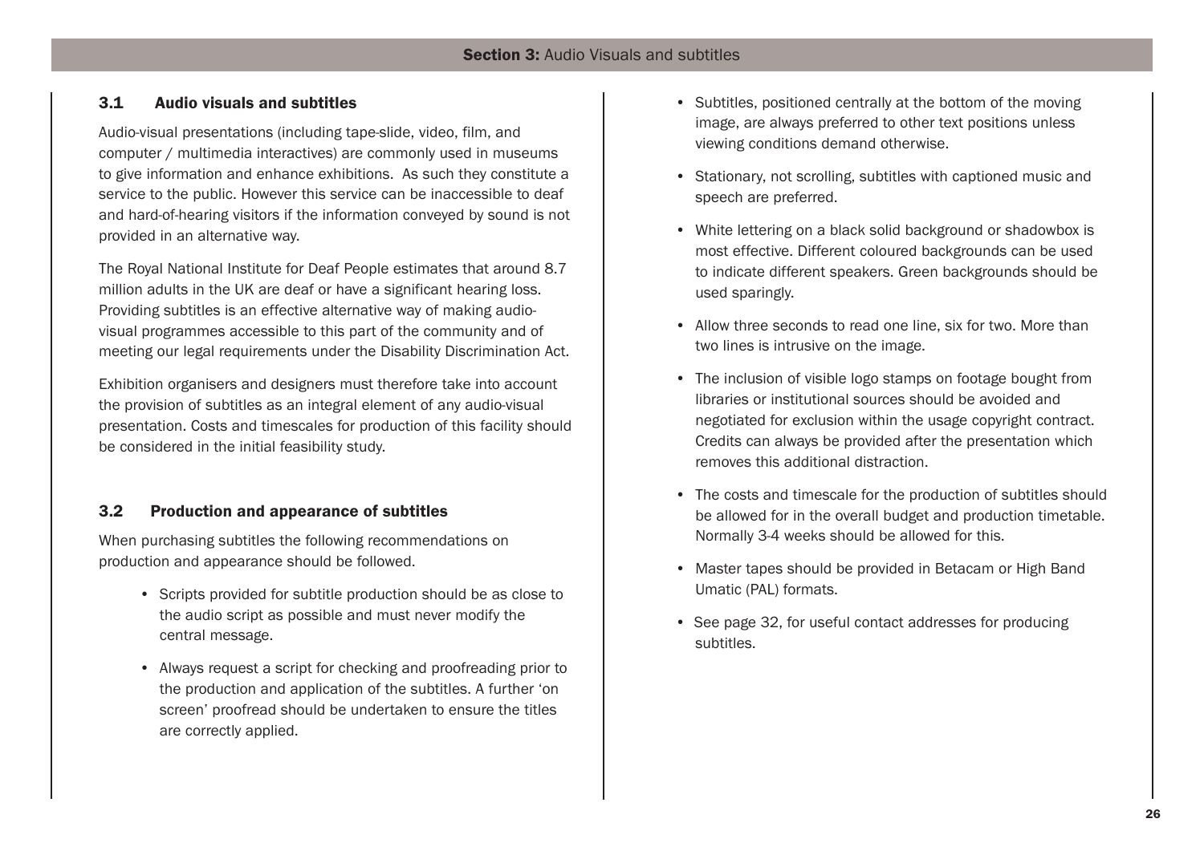## 3.1 Audio visuals and subtitles

Audio-visual presentations (including tape-slide, video, film, and computer / multimedia interactives) are commonly used in museums to give information and enhance exhibitions. As such they constitute a service to the public. However this service can be inaccessible to deaf and hard-of-hearing visitors if the information conveyed by sound is not provided in an alternative way.

The Royal National Institute for Deaf People estimates that around 8.7 million adults in the UK are deaf or have a significant hearing loss. Providing subtitles is an effective alternative way of making audio-visual programmes accessible to this part of the community and of meeting our legal requirements under the Disability Discrimination Act.

Exhibition organisers and designers must therefore take into account the provision of subtitles as an integral element of any audio-visual presentation. Costs and timescales for production of this facility should be considered in the initial feasibility study.

## 3.2 Production and appearance of subtitles

When purchasing subtitles the following recommendations on production and appearance should be followed.

- Scripts provided for subtitle production should be as close to the audio script as possible and must never modify the central message.
- Always request a script for checking and proofreading prior to the production and application of the subtitles. A further 'on screen' proofread should be undertaken to ensure the titles are correctly applied.
- Subtitles, positioned centrally at the bottom of the moving image, are always preferred to other text positions unless viewing conditions demand otherwise.
- Stationary, not scrolling, subtitles with captioned music and speech are preferred.
- White lettering on a black solid background or shadowbox is most effective. Different coloured backgrounds can be used to indicate different speakers. Green backgrounds should be used sparingly.
- Allow three seconds to read one line, six for two. More than two lines is intrusive on the image.
- The inclusion of visible logo stamps on footage bought from libraries or institutional sources should be avoided and negotiated for exclusion within the usage copyright contract. Credits can always be provided after the presentation which removes this additional distraction.
- The costs and timescale for the production of subtitles should be allowed for in the overall budget and production timetable. Normally 3-4 weeks should be allowed for this.
- Master tapes should be provided in Betacam or High Band Umatic (PAL) formats.
- See page 32, for useful contact addresses for producing subtitles.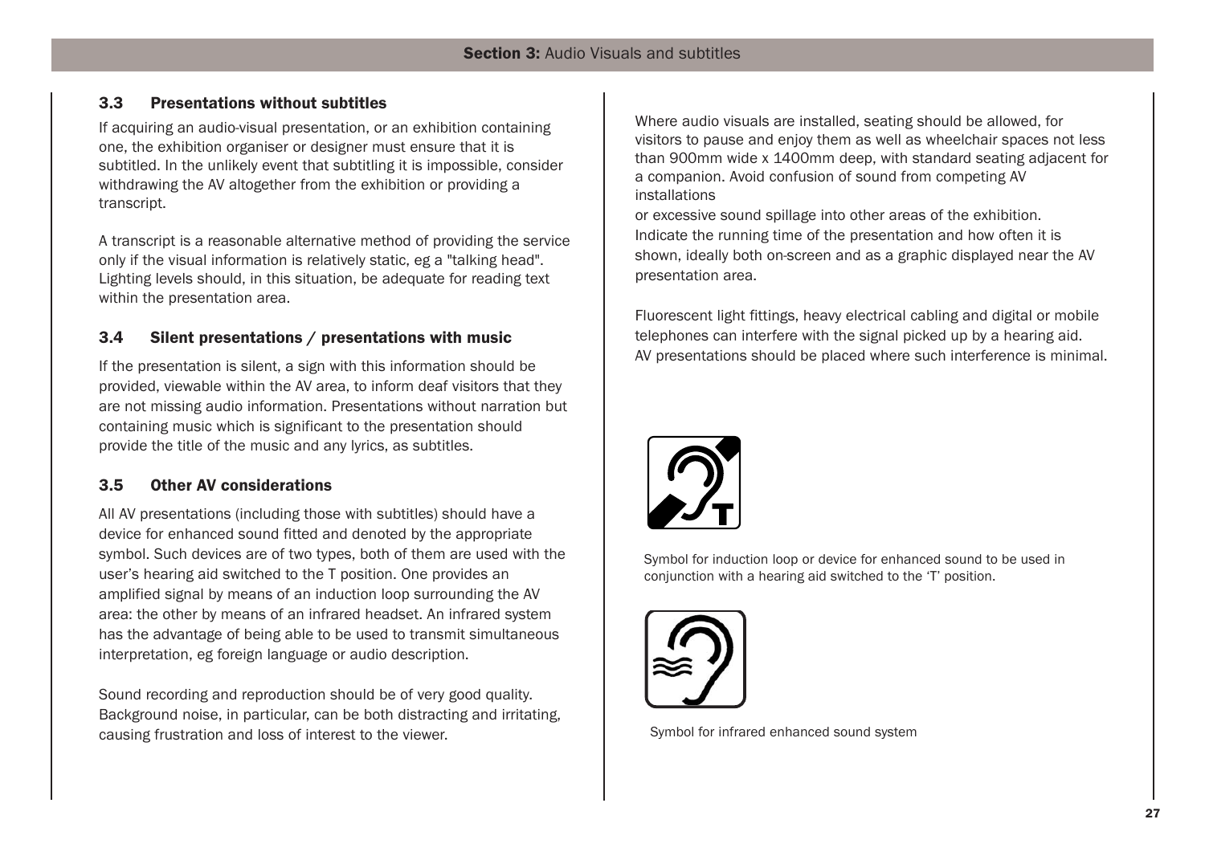### 3.3 Presentations without subtitles

If acquiring an audio-visual presentation, or an exhibition containing one, the exhibition organiser or designer must ensure that it is subtitled. In the unlikely event that subtitling it is impossible, consider withdrawing the AV altogether from the exhibition or providing a transcript.

A transcript is a reasonable alternative method of providing the service only if the visual information is relatively static, eg a "talking head". Lighting levels should, in this situation, be adequate for reading text within the presentation area.

### 3.4 Silent presentations / presentations with music

If the presentation is silent, a sign with this information should be provided, viewable within the AV area, to inform deaf visitors that they are not missing audio information. Presentations without narration but containing music which is significant to the presentation should provide the title of the music and any lyrics, as subtitles.

### 3.5 Other AV considerations

All AV presentations (including those with subtitles) should have a device for enhanced sound fitted and denoted by the appropriate symbol. Such devices are of two types, both of them are used with the user's hearing aid switched to the T position. One provides an amplified signal by means of an induction loop surrounding the AV area: the other by means of an infrared headset. An infrared system has the advantage of being able to be used to transmit simultaneous interpretation, eg foreign language or audio description.

Sound recording and reproduction should be of very good quality. Background noise, in particular, can be both distracting and irritating, causing frustration and loss of interest to the viewer.

Where audio visuals are installed, seating should be allowed, for visitors to pause and enjoy them as well as wheelchair spaces not less than 900mm wide x 1400mm deep, with standard seating adjacent for a companion. Avoid confusion of sound from competing AV installations or excessive sound spillage into other areas of the exhibition. Indicate the running time of the presentation and how often it is shown, ideally both on-screen and as a graphic displayed near the AV presentation area.

Fluorescent light fittings, heavy electrical cabling and digital or mobile telephones can interfere with the signal picked up by a hearing aid. AV presentations should be placed where such interference is minimal.

Symbol for induction loop or device for enhanced sound to be used in conjunction with a hearing aid switched to the 'T' position.

Symbol for infrared enhanced sound system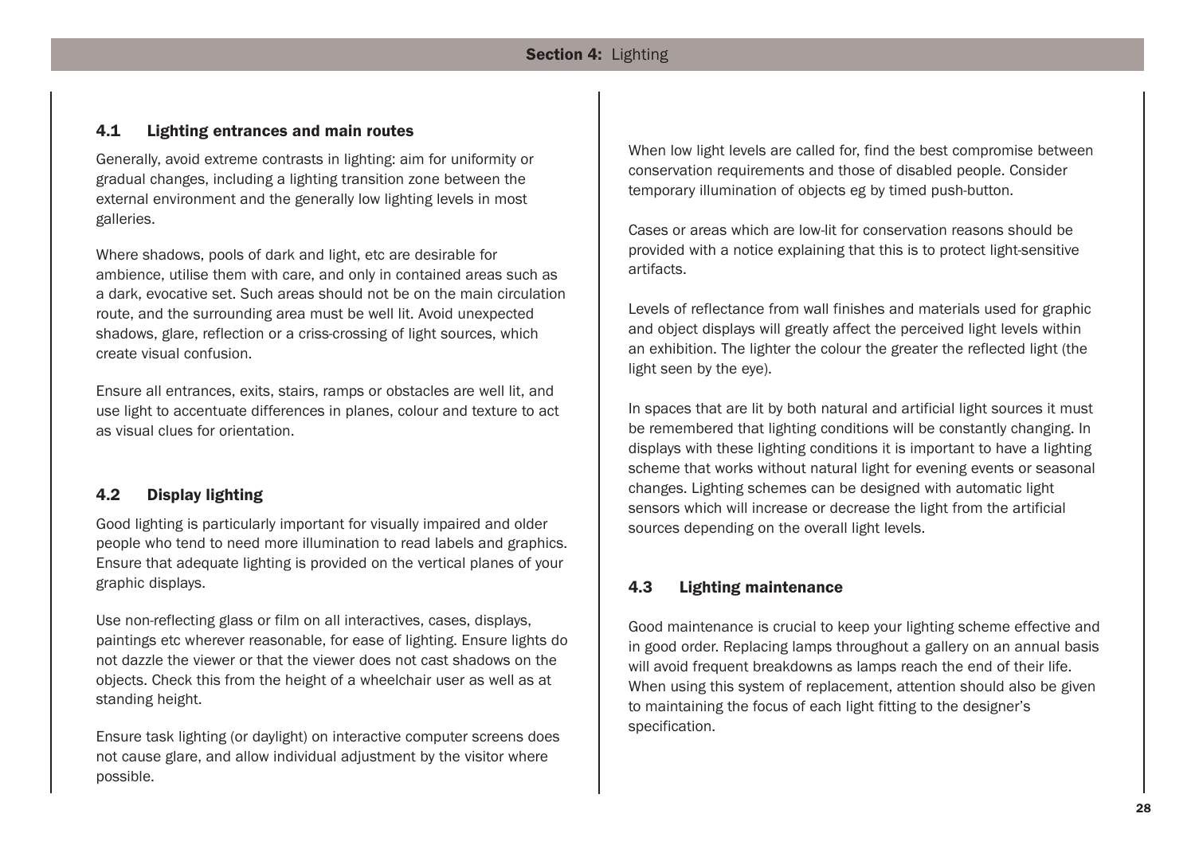## Section 4: Lighting

### 4.1 Lighting entrances and main routes

Generally, avoid extreme contrasts in lighting: aim for uniformity or gradual changes, including a lighting transition zone between the external environment and the generally low lighting levels in most galleries.

Where shadows, pools of dark and light, etc are desirable for ambience, utilise them with care, and only in contained areas such as a dark, evocative set. Such areas should not be on the main circulation route, and the surrounding area must be well lit. Avoid unexpected shadows, glare, reflection or a criss-crossing of light sources, which create visual confusion.

Ensure all entrances, exits, stairs, ramps or obstacles are well lit, and use light to accentuate differences in planes, colour and texture to act as visual clues for orientation.

### 4.2 Display lighting

Good lighting is particularly important for visually impaired and older people who tend to need more illumination to read labels and graphics. Ensure that adequate lighting is provided on the vertical planes of your graphic displays.

Use non-reflecting glass or film on all interactives, cases, displays, paintings etc wherever reasonable, for ease of lighting. Ensure lights do not dazzle the viewer or that the viewer does not cast shadows on the objects. Check this from the height of a wheelchair user as well as at standing height.

Ensure task lighting (or daylight) on interactive computer screens does not cause glare, and allow individual adjustment by the visitor where possible.

When low light levels are called for, find the best compromise between conservation requirements and those of disabled people. Consider temporary illumination of objects eg by timed push-button.

Cases or areas which are low-lit for conservation reasons should be provided with a notice explaining that this is to protect light-sensitive artifacts.

Levels of reflectance from wall finishes and materials used for graphic and object displays will greatly affect the perceived light levels within an exhibition. The lighter the colour the greater the reflected light (the light seen by the eye).

In spaces that are lit by both natural and artificial light sources it must be remembered that lighting conditions will be constantly changing. In displays with these lighting conditions it is important to have a lighting scheme that works without natural light for evening events or seasonal changes. Lighting schemes can be designed with automatic light sensors which will increase or decrease the light from the artificial sources depending on the overall light levels.

### 4.3 Lighting maintenance

Good maintenance is crucial to keep your lighting scheme effective and in good order. Replacing lamps throughout a gallery on an annual basis will avoid frequent breakdowns as lamps reach the end of their life. When using this system of replacement, attention should also be given to maintaining the focus of each light fitting to the designer's specification.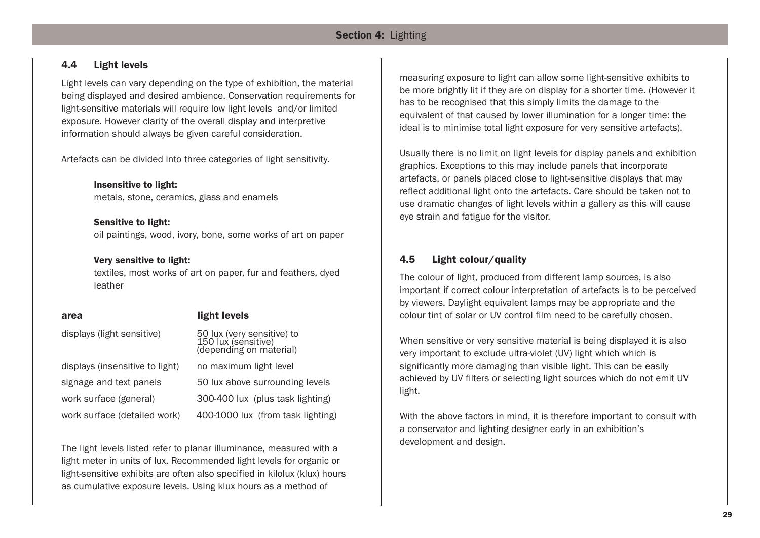## 4.4 Light levels

Light levels can vary depending on the type of exhibition, the material being displayed and desired ambience. Conservation requirements for light-sensitive materials will require low light levels and/or limited exposure. However clarity of the overall display and interpretive information should always be given careful consideration.

Artefacts can be divided into three categories of light sensitivity.

**Insensitive to light:**
metals, stone, ceramics, glass and enamels

**Sensitive to light:**
oil paintings, wood, ivory, bone, some works of art on paper

**Very sensitive to light:**
textiles, most works of art on paper, fur and feathers, dyed leather

| area | light levels |
|---|---|
| displays (light sensitive) | 50 lux (very sensitive) to 150 lux (sensitive) (depending on material) |
| displays (insensitive to light) | no maximum light level |
| signage and text panels | 50 lux above surrounding levels |
| work surface (general) | 300-400 lux (plus task lighting) |
| work surface (detailed work) | 400-1000 lux (from task lighting) |

The light levels listed refer to planar illuminance, measured with a light meter in units of lux. Recommended light levels for organic or light-sensitive exhibits are often also specified in kilolux (klux) hours as cumulative exposure levels. Using klux hours as a method of measuring exposure to light can allow some light-sensitive exhibits to be more brightly lit if they are on display for a shorter time. (However it has to be recognised that this simply limits the damage to the equivalent of that caused by lower illumination for a longer time: the ideal is to minimise total light exposure for very sensitive artefacts).

Usually there is no limit on light levels for display panels and exhibition graphics. Exceptions to this may include panels that incorporate artefacts, or panels placed close to light-sensitive displays that may reflect additional light onto the artefacts. Care should be taken not to use dramatic changes of light levels within a gallery as this will cause eye strain and fatigue for the visitor.

## 4.5 Light colour/quality

The colour of light, produced from different lamp sources, is also important if correct colour interpretation of artefacts is to be perceived by viewers. Daylight equivalent lamps may be appropriate and the colour tint of solar or UV control film need to be carefully chosen.

When sensitive or very sensitive material is being displayed it is also very important to exclude ultra-violet (UV) light which which is significantly more damaging than visible light. This can be easily achieved by UV filters or selecting light sources which do not emit UV light.

With the above factors in mind, it is therefore important to consult with a conservator and lighting designer early in an exhibition's development and design.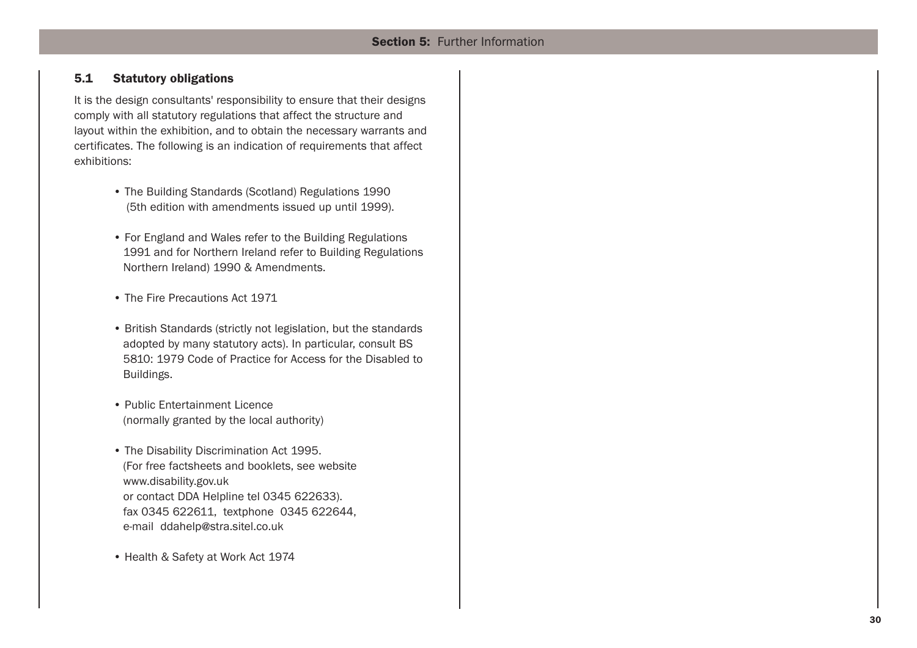## 5.1 Statutory obligations

It is the design consultants' responsibility to ensure that their designs comply with all statutory regulations that affect the structure and layout within the exhibition, and to obtain the necessary warrants and certificates. The following is an indication of requirements that affect exhibitions:

- The Building Standards (Scotland) Regulations 1990 (5th edition with amendments issued up until 1999).
- For England and Wales refer to the Building Regulations 1991 and for Northern Ireland refer to Building Regulations Northern Ireland) 1990 & Amendments.
- The Fire Precautions Act 1971
- British Standards (strictly not legislation, but the standards adopted by many statutory acts). In particular, consult BS 5810: 1979 Code of Practice for Access for the Disabled to Buildings.
- Public Entertainment Licence (normally granted by the local authority)
- The Disability Discrimination Act 1995.
  (For free factsheets and booklets, see website www.disability.gov.uk
  or contact DDA Helpline tel 0345 622633).
  fax 0345 622611, textphone 0345 622644,
  e-mail ddahelp@stra.sitel.co.uk
- Health & Safety at Work Act 1974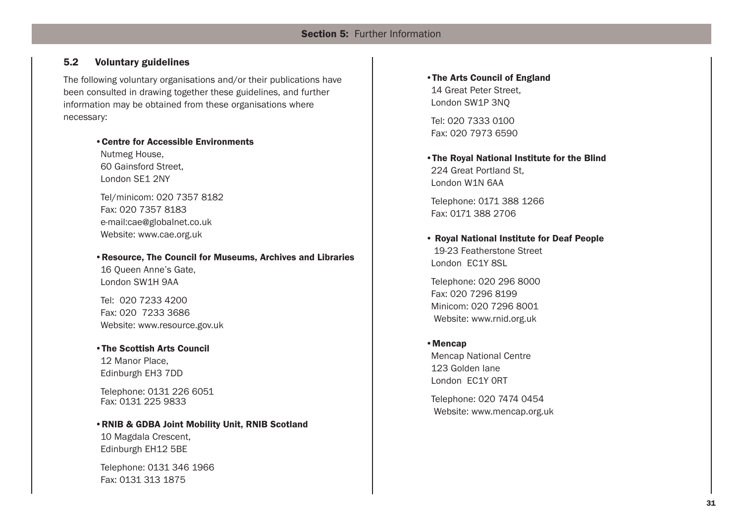## 5.2 Voluntary guidelines

The following voluntary organisations and/or their publications have been consulted in drawing together these guidelines, and further information may be obtained from these organisations where necessary:

- **Centre for Accessible Environments**
  Nutmeg House,
  60 Gainsford Street,
  London SE1 2NY

  Tel/minicom: 020 7357 8182
  Fax: 020 7357 8183
  e-mail:cae@globalnet.co.uk
  Website: www.cae.org.uk

- **Resource, The Council for Museums, Archives and Libraries**
  16 Queen Anne's Gate,
  London SW1H 9AA

  Tel: 020 7233 4200
  Fax: 020 7233 3686
  Website: www.resource.gov.uk

- **The Scottish Arts Council**
  12 Manor Place,
  Edinburgh EH3 7DD

  Telephone: 0131 226 6051
  Fax: 0131 225 9833

- **RNIB & GDBA Joint Mobility Unit, RNIB Scotland**
  10 Magdala Crescent,
  Edinburgh EH12 5BE

  Telephone: 0131 346 1966
  Fax: 0131 313 1875

- **The Arts Council of England**
  14 Great Peter Street,
  London SW1P 3NQ

  Tel: 020 7333 0100
  Fax: 020 7973 6590

- **The Royal National Institute for the Blind**
  224 Great Portland St,
  London W1N 6AA

  Telephone: 0171 388 1266
  Fax: 0171 388 2706

- **Royal National Institute for Deaf People**
  19-23 Featherstone Street
  London EC1Y 8SL

  Telephone: 020 296 8000
  Fax: 020 7296 8199
  Minicom: 020 7296 8001
  Website: www.rnid.org.uk

- **Mencap**
  Mencap National Centre
  123 Golden lane
  London EC1Y 0RT

  Telephone: 020 7474 0454
  Website: www.mencap.org.uk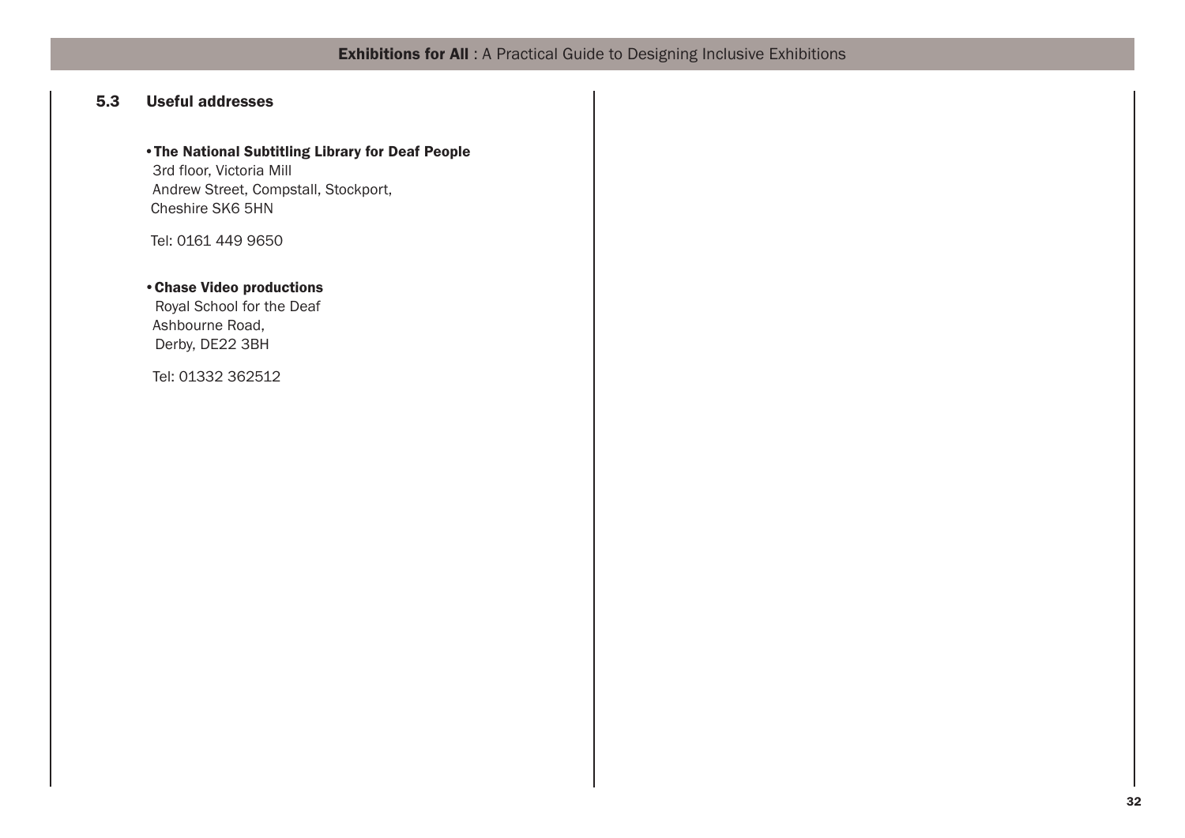## 5.3 Useful addresses

- **The National Subtitling Library for Deaf People**
  3rd floor, Victoria Mill
  Andrew Street, Compstall, Stockport,
  Cheshire SK6 5HN

  Tel: 0161 449 9650

- **Chase Video productions**
  Royal School for the Deaf
  Ashbourne Road,
  Derby, DE22 3BH

  Tel: 01332 362512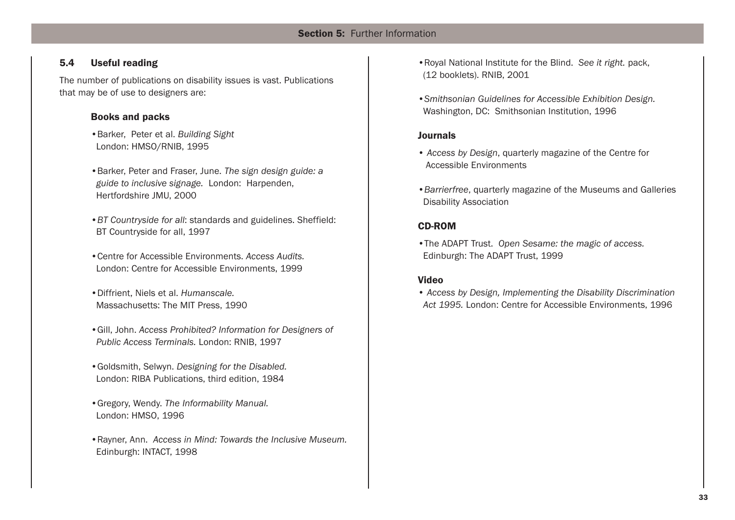## 5.4 Useful reading

The number of publications on disability issues is vast. Publications that may be of use to designers are:

### Books and packs

- Barker, Peter et al. *Building Sight* London: HMSO/RNIB, 1995
- Barker, Peter and Fraser, June. *The sign design guide: a guide to inclusive signage.* London: Harpenden, Hertfordshire JMU, 2000
- *BT Countryside for all*: standards and guidelines. Sheffield: BT Countryside for all, 1997
- Centre for Accessible Environments. *Access Audits.* London: Centre for Accessible Environments, 1999
- Diffrient, Niels et al. *Humanscale.* Massachusetts: The MIT Press, 1990
- Gill, John. *Access Prohibited? Information for Designers of Public Access Terminals.* London: RNIB, 1997
- Goldsmith, Selwyn. *Designing for the Disabled.* London: RIBA Publications, third edition, 1984
- Gregory, Wendy. *The Informability Manual.* London: HMSO, 1996
- Rayner, Ann. *Access in Mind: Towards the Inclusive Museum.* Edinburgh: INTACT, 1998
- Royal National Institute for the Blind. *See it right.* pack, (12 booklets). RNIB, 2001
- *Smithsonian Guidelines for Accessible Exhibition Design.* Washington, DC: Smithsonian Institution, 1996

### Journals

- *Access by Design*, quarterly magazine of the Centre for Accessible Environments
- *Barrierfree*, quarterly magazine of the Museums and Galleries Disability Association

### CD-ROM

- The ADAPT Trust. *Open Sesame: the magic of access.* Edinburgh: The ADAPT Trust, 1999

### Video

- *Access by Design, Implementing the Disability Discrimination Act 1995.* London: Centre for Accessible Environments, 1996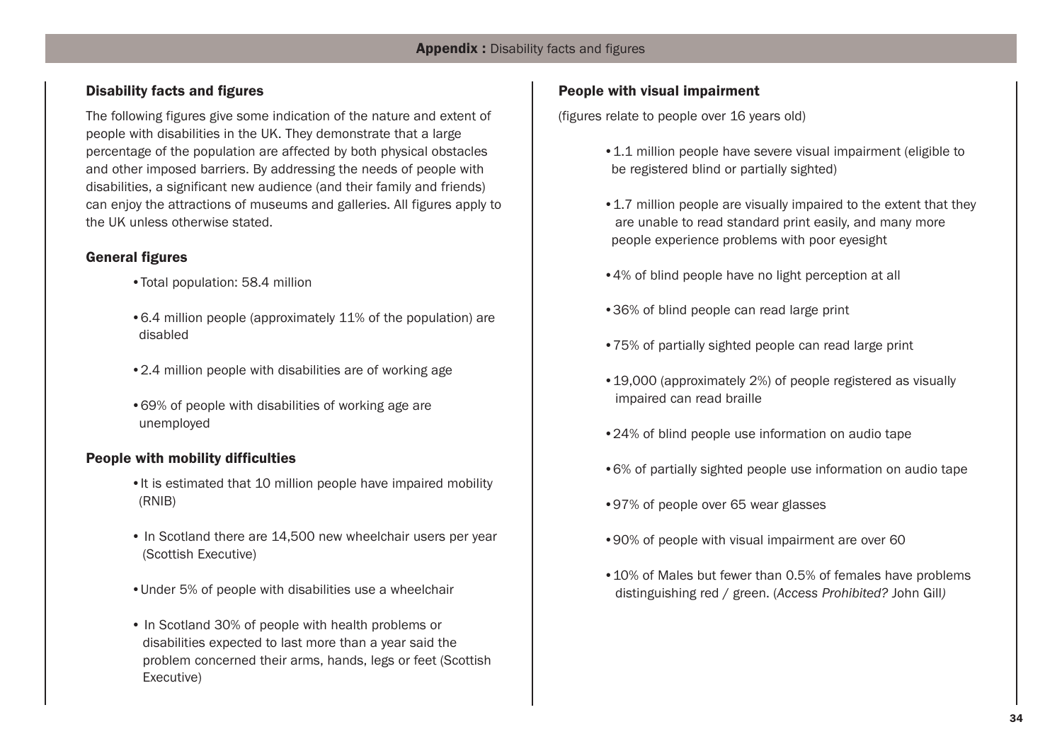## Disability facts and figures

The following figures give some indication of the nature and extent of people with disabilities in the UK. They demonstrate that a large percentage of the population are affected by both physical obstacles and other imposed barriers. By addressing the needs of people with disabilities, a significant new audience (and their family and friends) can enjoy the attractions of museums and galleries. All figures apply to the UK unless otherwise stated.

### General figures

- Total population: 58.4 million
- 6.4 million people (approximately 11% of the population) are disabled
- 2.4 million people with disabilities are of working age
- 69% of people with disabilities of working age are unemployed

### People with mobility difficulties

- It is estimated that 10 million people have impaired mobility (RNIB)
- In Scotland there are 14,500 new wheelchair users per year (Scottish Executive)
- Under 5% of people with disabilities use a wheelchair
- In Scotland 30% of people with health problems or disabilities expected to last more than a year said the problem concerned their arms, hands, legs or feet (Scottish Executive)

### People with visual impairment

(figures relate to people over 16 years old)

- 1.1 million people have severe visual impairment (eligible to be registered blind or partially sighted)
- 1.7 million people are visually impaired to the extent that they are unable to read standard print easily, and many more people experience problems with poor eyesight
- 4% of blind people have no light perception at all
- 36% of blind people can read large print
- 75% of partially sighted people can read large print
- 19,000 (approximately 2%) of people registered as visually impaired can read braille
- 24% of blind people use information on audio tape
- 6% of partially sighted people use information on audio tape
- 97% of people over 65 wear glasses
- 90% of people with visual impairment are over 60
- 10% of Males but fewer than 0.5% of females have problems distinguishing red / green. (*Access Prohibited?* John Gill)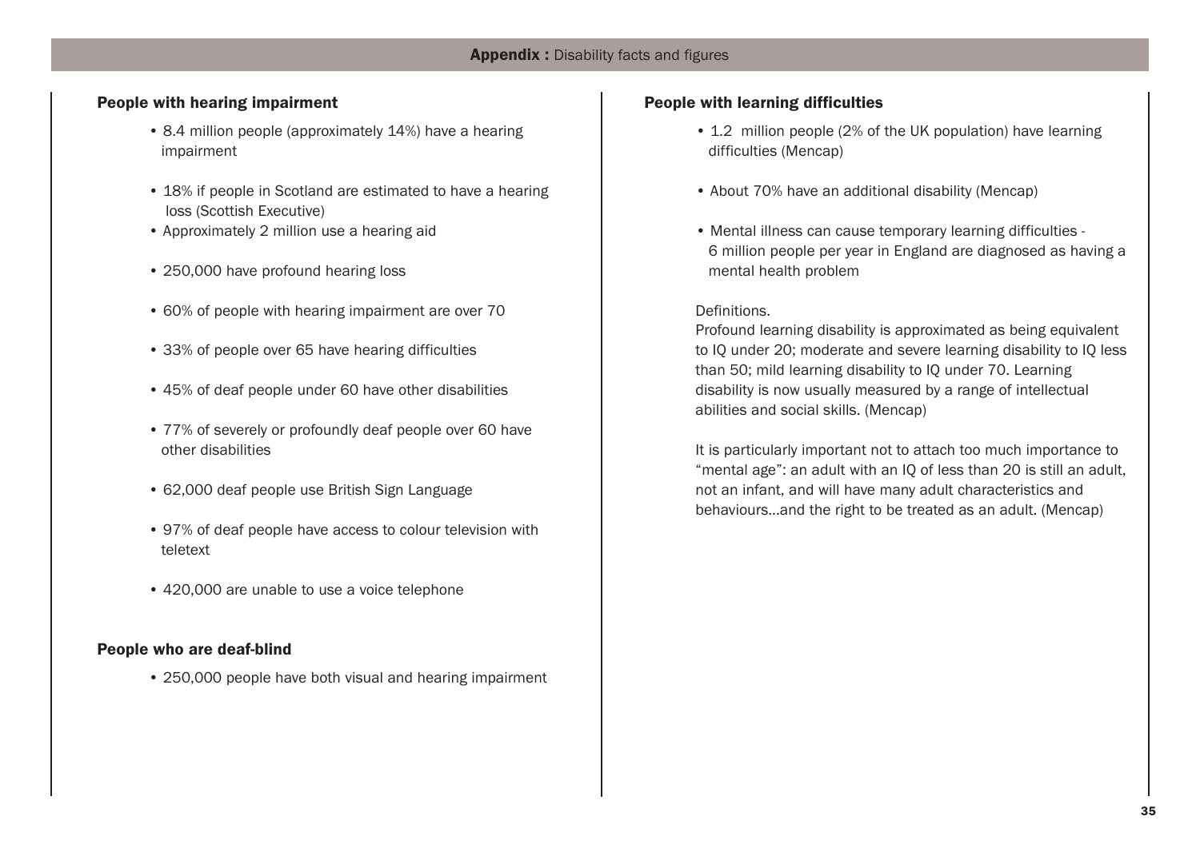**Appendix :** Disability facts and figures

### People with hearing impairment

- 8.4 million people (approximately 14%) have a hearing impairment
- 18% if people in Scotland are estimated to have a hearing loss (Scottish Executive)
- Approximately 2 million use a hearing aid
- 250,000 have profound hearing loss
- 60% of people with hearing impairment are over 70
- 33% of people over 65 have hearing difficulties
- 45% of deaf people under 60 have other disabilities
- 77% of severely or profoundly deaf people over 60 have other disabilities
- 62,000 deaf people use British Sign Language
- 97% of deaf people have access to colour television with teletext
- 420,000 are unable to use a voice telephone

### People who are deaf-blind

- 250,000 people have both visual and hearing impairment

### People with learning difficulties

- 1.2 million people (2% of the UK population) have learning difficulties (Mencap)
- About 70% have an additional disability (Mencap)
- Mental illness can cause temporary learning difficulties - 6 million people per year in England are diagnosed as having a mental health problem

Definitions.
Profound learning disability is approximated as being equivalent to IQ under 20; moderate and severe learning disability to IQ less than 50; mild learning disability to IQ under 70. Learning disability is now usually measured by a range of intellectual abilities and social skills. (Mencap)

It is particularly important not to attach too much importance to "mental age": an adult with an IQ of less than 20 is still an adult, not an infant, and will have many adult characteristics and behaviours...and the right to be treated as an adult. (Mencap)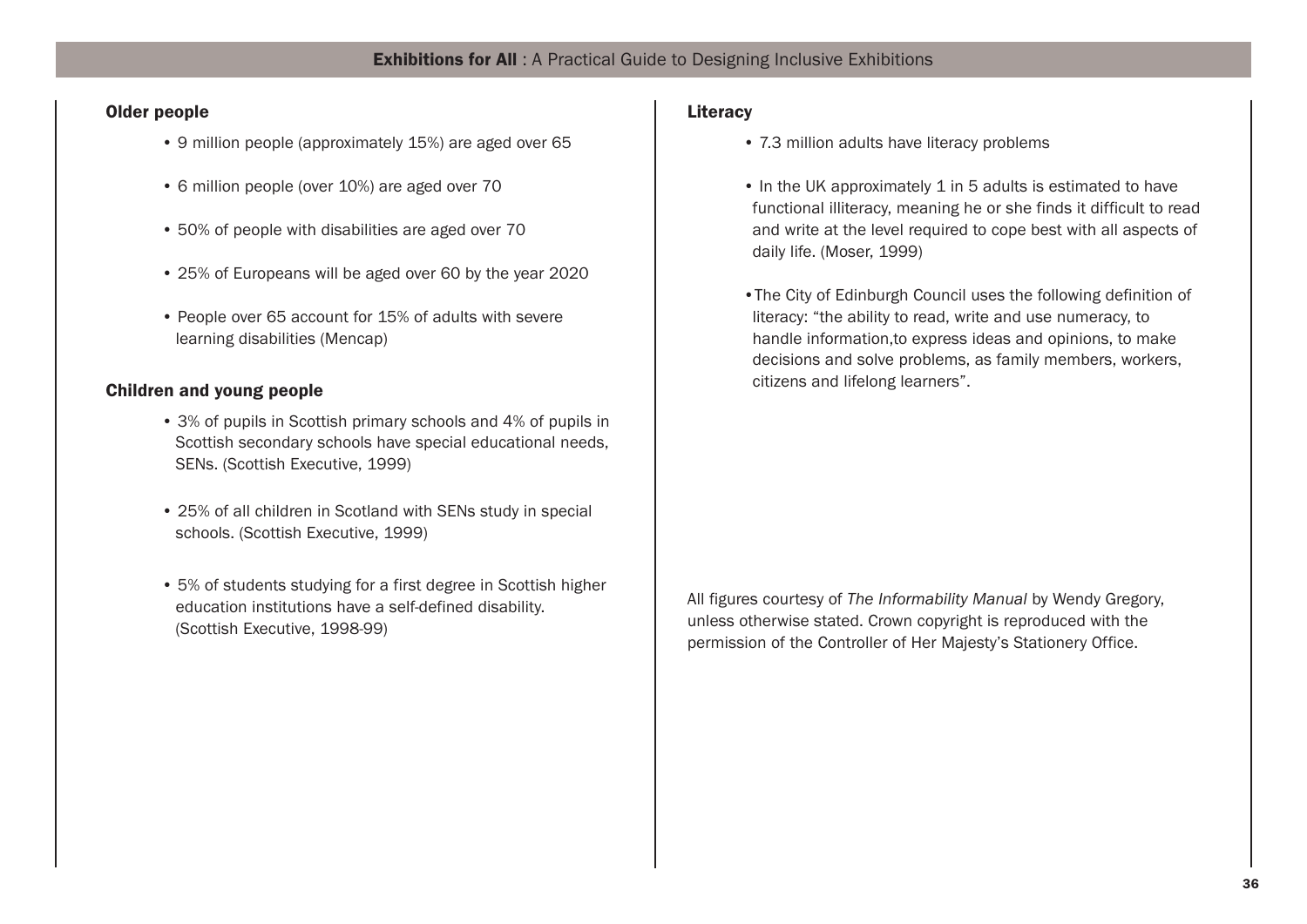## Older people

- 9 million people (approximately 15%) are aged over 65
- 6 million people (over 10%) are aged over 70
- 50% of people with disabilities are aged over 70
- 25% of Europeans will be aged over 60 by the year 2020
- People over 65 account for 15% of adults with severe learning disabilities (Mencap)

## Children and young people

- 3% of pupils in Scottish primary schools and 4% of pupils in Scottish secondary schools have special educational needs, SENs. (Scottish Executive, 1999)
- 25% of all children in Scotland with SENs study in special schools. (Scottish Executive, 1999)
- 5% of students studying for a first degree in Scottish higher education institutions have a self-defined disability. (Scottish Executive, 1998-99)

## Literacy

- 7.3 million adults have literacy problems
- In the UK approximately 1 in 5 adults is estimated to have functional illiteracy, meaning he or she finds it difficult to read and write at the level required to cope best with all aspects of daily life. (Moser, 1999)
- The City of Edinburgh Council uses the following definition of literacy: "the ability to read, write and use numeracy, to handle information,to express ideas and opinions, to make decisions and solve problems, as family members, workers, citizens and lifelong learners".

All figures courtesy of *The Informability Manual* by Wendy Gregory, unless otherwise stated. Crown copyright is reproduced with the permission of the Controller of Her Majesty's Stationery Office.